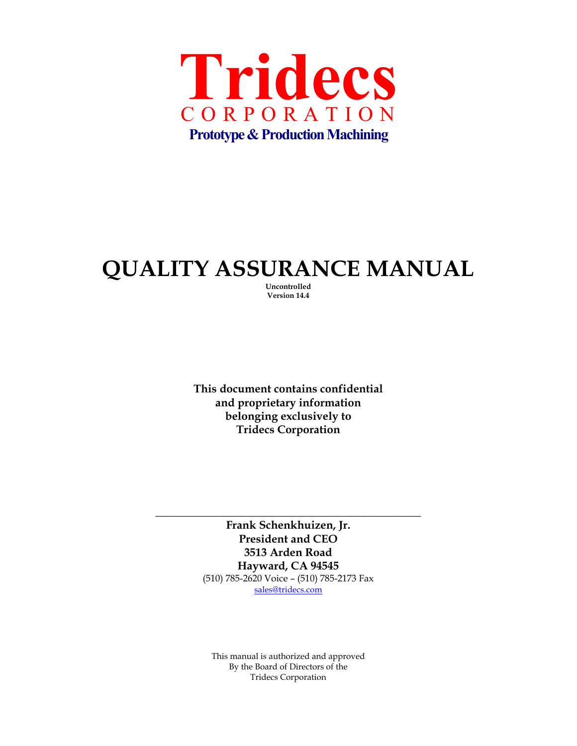# Tridecs

CORPORATION

**Prototype & Production Machining**

# QUALITY ASSURANCE MANUAL

**Uncontrolled**
**Version 14.4**

**This document contains confidential and proprietary information belonging exclusively to Tridecs Corporation**

\_\_\_\_\_\_\_\_\_\_\_\_\_\_\_\_\_\_\_\_\_\_\_\_\_\_\_\_\_\_\_\_\_\_\_\_\_\_\_\_\_\_\_\_\_\_\_\_

**Frank Schenkhuizen, Jr.**
**President and CEO**
**3513 Arden Road**
**Hayward, CA 94545**
(510) 785-2620 Voice – (510) 785-2173 Fax
sales@tridecs.com

This manual is authorized and approved
By the Board of Directors of the
Tridecs Corporation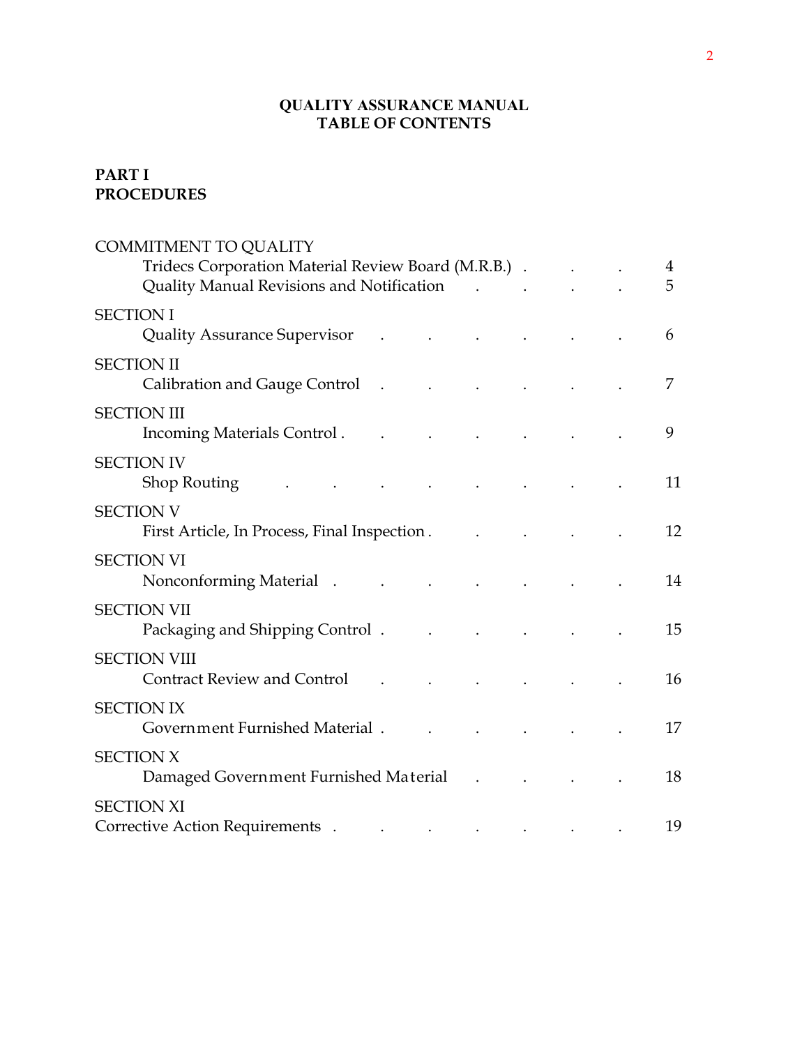**QUALITY ASSURANCE MANUAL**
**TABLE OF CONTENTS**

**PART I**
**PROCEDURES**

COMMITMENT TO QUALITY
- Tridecs Corporation Material Review Board (M.R.B.) . . . . 4
- Quality Manual Revisions and Notification . . . . . 5

SECTION I
- Quality Assurance Supervisor . . . . . . . 6

SECTION II
- Calibration and Gauge Control . . . . . . . 7

SECTION III
- Incoming Materials Control . . . . . . . . 9

SECTION IV
- Shop Routing . . . . . . . . . 11

SECTION V
- First Article, In Process, Final Inspection . . . . . . 12

SECTION VI
- Nonconforming Material . . . . . . . . 14

SECTION VII
- Packaging and Shipping Control . . . . . . . 15

SECTION VIII
- Contract Review and Control . . . . . . . 16

SECTION IX
- Government Furnished Material . . . . . . . 17

SECTION X
- Damaged Government Furnished Material . . . . . 18

SECTION XI
Corrective Action Requirements . . . . . . . . 19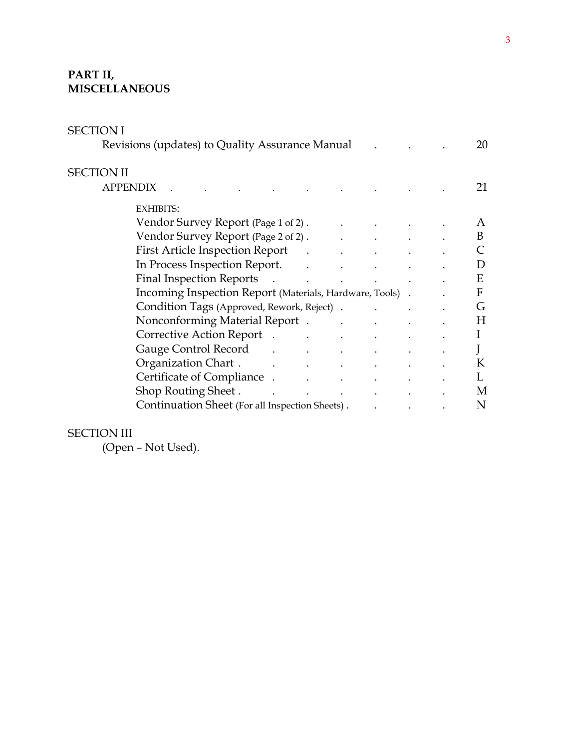**PART II,**
**MISCELLANEOUS**

SECTION I

Revisions (updates) to Quality Assurance Manual . . . . 20

SECTION II

APPENDIX . . . . . . . . . . 21

EXHIBITS:

| | |
|---|---|
| Vendor Survey Report (Page 1 of 2) | A |
| Vendor Survey Report (Page 2 of 2) | B |
| First Article Inspection Report | C |
| In Process Inspection Report. | D |
| Final Inspection Reports | E |
| Incoming Inspection Report (Materials, Hardware, Tools) | F |
| Condition Tags (Approved, Rework, Reject) | G |
| Nonconforming Material Report | H |
| Corrective Action Report | I |
| Gauge Control Record | J |
| Organization Chart | K |
| Certificate of Compliance | L |
| Shop Routing Sheet | M |
| Continuation Sheet (For all Inspection Sheets) | N |

SECTION III

(Open – Not Used).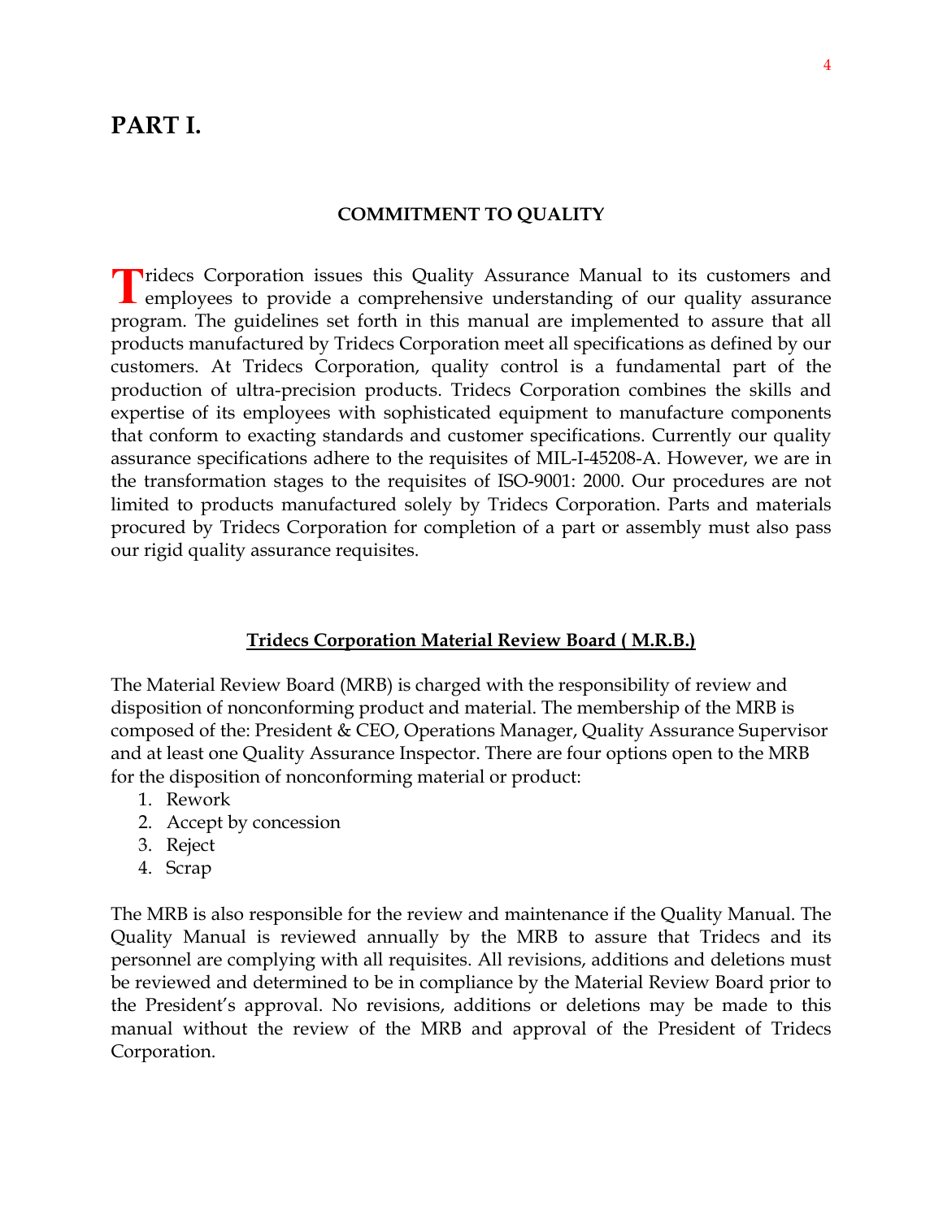# PART I.

## COMMITMENT TO QUALITY

Tridecs Corporation issues this Quality Assurance Manual to its customers and employees to provide a comprehensive understanding of our quality assurance program. The guidelines set forth in this manual are implemented to assure that all products manufactured by Tridecs Corporation meet all specifications as defined by our customers. At Tridecs Corporation, quality control is a fundamental part of the production of ultra-precision products. Tridecs Corporation combines the skills and expertise of its employees with sophisticated equipment to manufacture components that conform to exacting standards and customer specifications. Currently our quality assurance specifications adhere to the requisites of MIL-I-45208-A. However, we are in the transformation stages to the requisites of ISO-9001: 2000. Our procedures are not limited to products manufactured solely by Tridecs Corporation. Parts and materials procured by Tridecs Corporation for completion of a part or assembly must also pass our rigid quality assurance requisites.

### Tridecs Corporation Material Review Board ( M.R.B.)

The Material Review Board (MRB) is charged with the responsibility of review and disposition of nonconforming product and material. The membership of the MRB is composed of the: President & CEO, Operations Manager, Quality Assurance Supervisor and at least one Quality Assurance Inspector. There are four options open to the MRB for the disposition of nonconforming material or product:

1. Rework
2. Accept by concession
3. Reject
4. Scrap

The MRB is also responsible for the review and maintenance if the Quality Manual. The Quality Manual is reviewed annually by the MRB to assure that Tridecs and its personnel are complying with all requisites. All revisions, additions and deletions must be reviewed and determined to be in compliance by the Material Review Board prior to the President's approval. No revisions, additions or deletions may be made to this manual without the review of the MRB and approval of the President of Tridecs Corporation.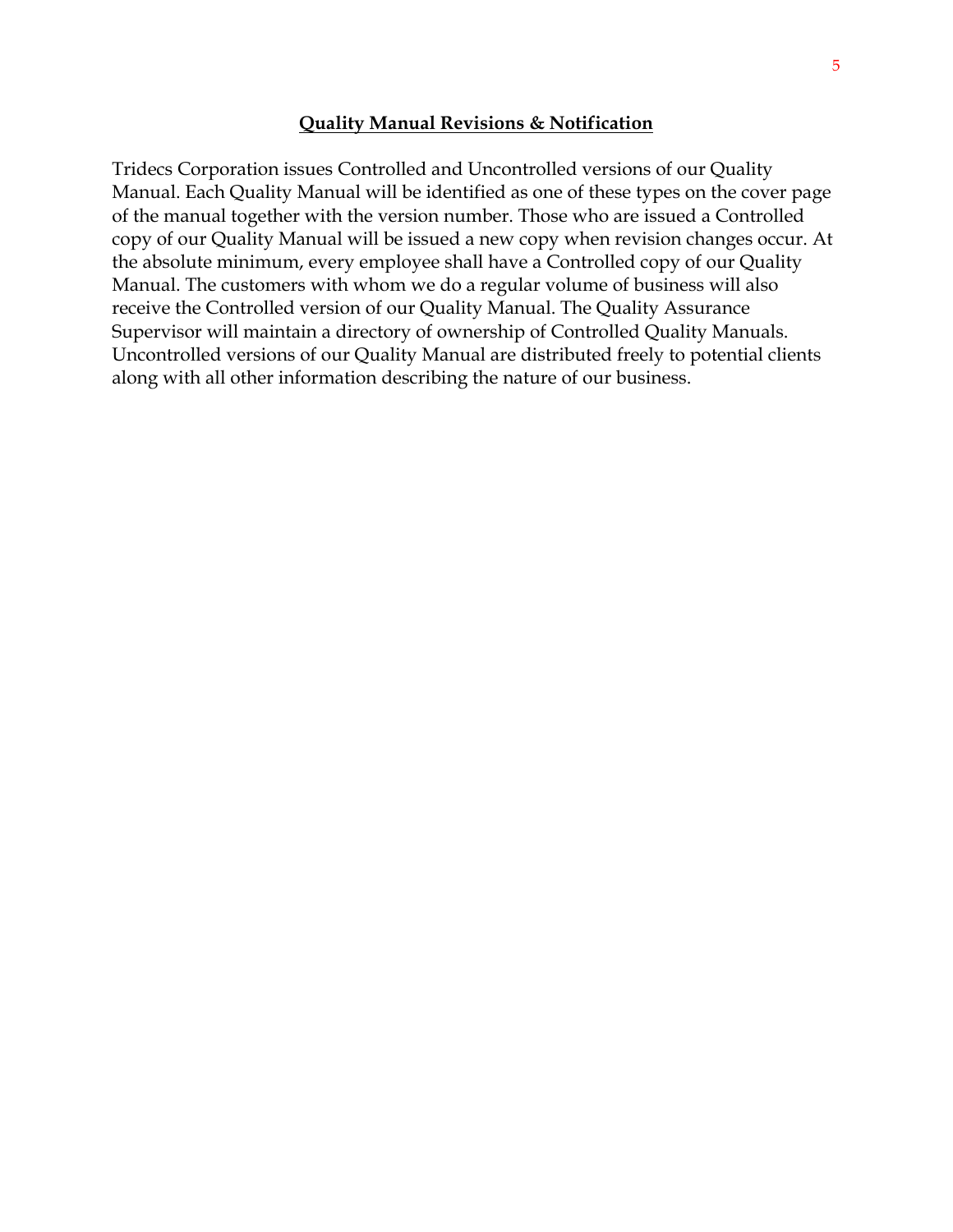## **Quality Manual Revisions & Notification**

Tridecs Corporation issues Controlled and Uncontrolled versions of our Quality Manual. Each Quality Manual will be identified as one of these types on the cover page of the manual together with the version number. Those who are issued a Controlled copy of our Quality Manual will be issued a new copy when revision changes occur. At the absolute minimum, every employee shall have a Controlled copy of our Quality Manual. The customers with whom we do a regular volume of business will also receive the Controlled version of our Quality Manual. The Quality Assurance Supervisor will maintain a directory of ownership of Controlled Quality Manuals. Uncontrolled versions of our Quality Manual are distributed freely to potential clients along with all other information describing the nature of our business.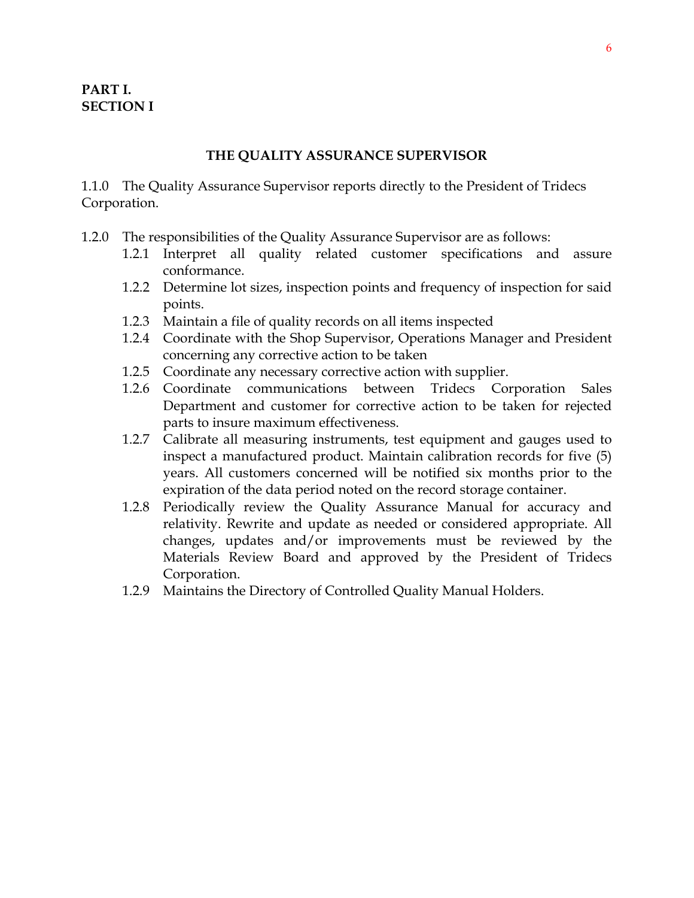**PART I.**
**SECTION I**

## THE QUALITY ASSURANCE SUPERVISOR

1.1.0 The Quality Assurance Supervisor reports directly to the President of Tridecs Corporation.

1.2.0 The responsibilities of the Quality Assurance Supervisor are as follows:

- 1.2.1 Interpret all quality related customer specifications and assure conformance.
- 1.2.2 Determine lot sizes, inspection points and frequency of inspection for said points.
- 1.2.3 Maintain a file of quality records on all items inspected
- 1.2.4 Coordinate with the Shop Supervisor, Operations Manager and President concerning any corrective action to be taken
- 1.2.5 Coordinate any necessary corrective action with supplier.
- 1.2.6 Coordinate communications between Tridecs Corporation Sales Department and customer for corrective action to be taken for rejected parts to insure maximum effectiveness.
- 1.2.7 Calibrate all measuring instruments, test equipment and gauges used to inspect a manufactured product. Maintain calibration records for five (5) years. All customers concerned will be notified six months prior to the expiration of the data period noted on the record storage container.
- 1.2.8 Periodically review the Quality Assurance Manual for accuracy and relativity. Rewrite and update as needed or considered appropriate. All changes, updates and/or improvements must be reviewed by the Materials Review Board and approved by the President of Tridecs Corporation.
- 1.2.9 Maintains the Directory of Controlled Quality Manual Holders.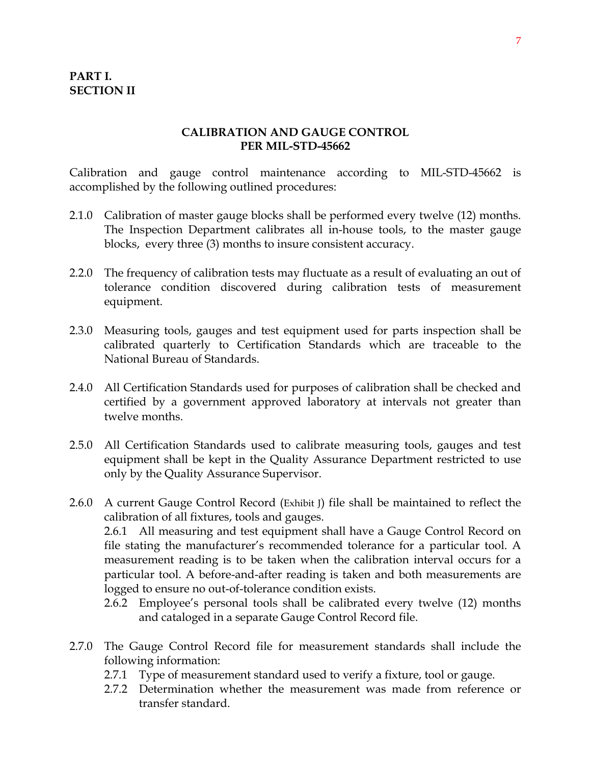**PART I.**
**SECTION II**

## CALIBRATION AND GAUGE CONTROL PER MIL-STD-45662

Calibration and gauge control maintenance according to MIL-STD-45662 is accomplished by the following outlined procedures:

2.1.0 Calibration of master gauge blocks shall be performed every twelve (12) months. The Inspection Department calibrates all in-house tools, to the master gauge blocks, every three (3) months to insure consistent accuracy.

2.2.0 The frequency of calibration tests may fluctuate as a result of evaluating an out of tolerance condition discovered during calibration tests of measurement equipment.

2.3.0 Measuring tools, gauges and test equipment used for parts inspection shall be calibrated quarterly to Certification Standards which are traceable to the National Bureau of Standards.

2.4.0 All Certification Standards used for purposes of calibration shall be checked and certified by a government approved laboratory at intervals not greater than twelve months.

2.5.0 All Certification Standards used to calibrate measuring tools, gauges and test equipment shall be kept in the Quality Assurance Department restricted to use only by the Quality Assurance Supervisor.

2.6.0 A current Gauge Control Record (Exhibit J) file shall be maintained to reflect the calibration of all fixtures, tools and gauges.

2.6.1 All measuring and test equipment shall have a Gauge Control Record on file stating the manufacturer's recommended tolerance for a particular tool. A measurement reading is to be taken when the calibration interval occurs for a particular tool. A before-and-after reading is taken and both measurements are logged to ensure no out-of-tolerance condition exists.

2.6.2 Employee's personal tools shall be calibrated every twelve (12) months and cataloged in a separate Gauge Control Record file.

2.7.0 The Gauge Control Record file for measurement standards shall include the following information:

2.7.1 Type of measurement standard used to verify a fixture, tool or gauge.

2.7.2 Determination whether the measurement was made from reference or transfer standard.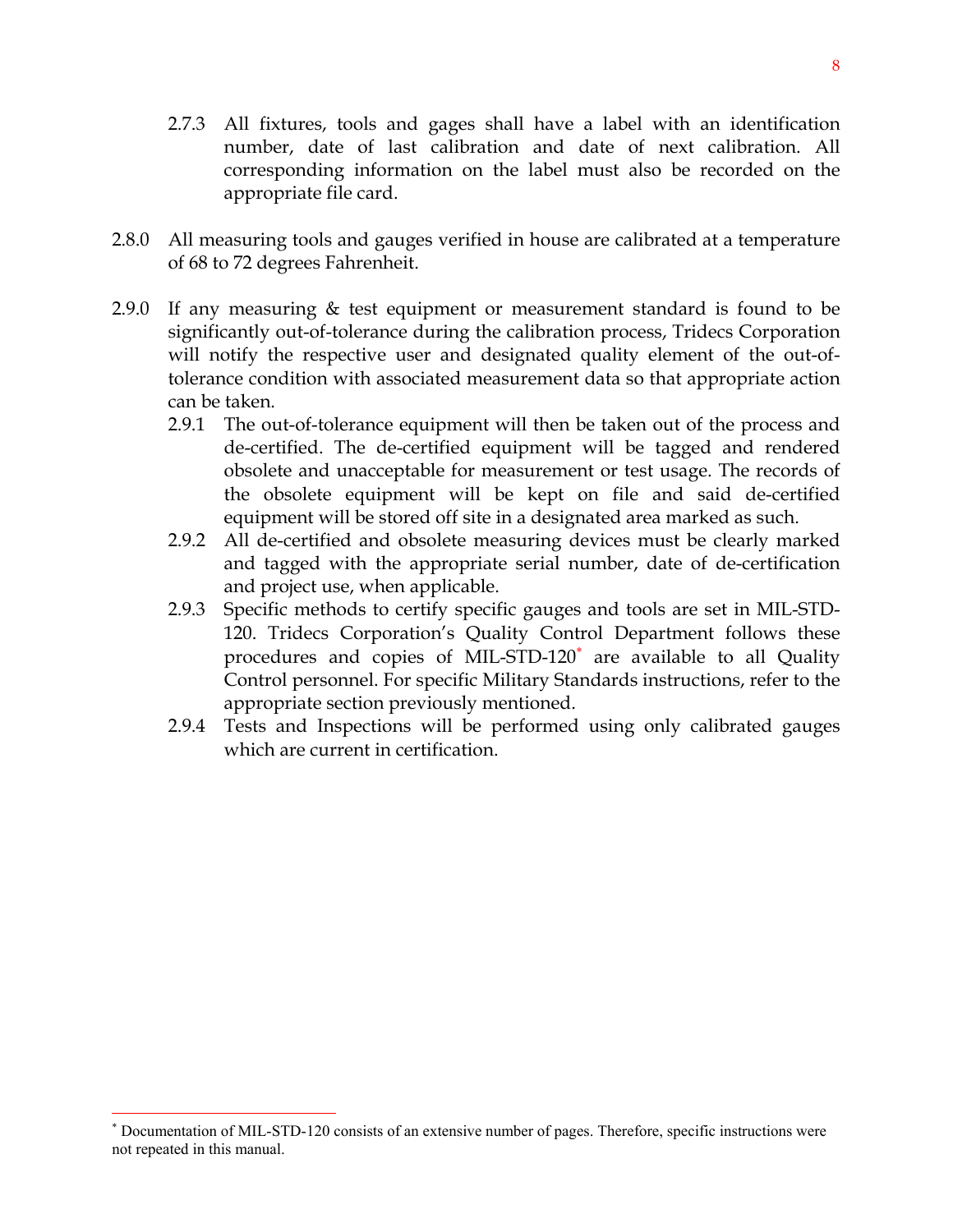2.7.3 All fixtures, tools and gages shall have a label with an identification number, date of last calibration and date of next calibration. All corresponding information on the label must also be recorded on the appropriate file card.

2.8.0 All measuring tools and gauges verified in house are calibrated at a temperature of 68 to 72 degrees Fahrenheit.

2.9.0 If any measuring & test equipment or measurement standard is found to be significantly out-of-tolerance during the calibration process, Tridecs Corporation will notify the respective user and designated quality element of the out-of-tolerance condition with associated measurement data so that appropriate action can be taken.

2.9.1 The out-of-tolerance equipment will then be taken out of the process and de-certified. The de-certified equipment will be tagged and rendered obsolete and unacceptable for measurement or test usage. The records of the obsolete equipment will be kept on file and said de-certified equipment will be stored off site in a designated area marked as such.

2.9.2 All de-certified and obsolete measuring devices must be clearly marked and tagged with the appropriate serial number, date of de-certification and project use, when applicable.

2.9.3 Specific methods to certify specific gauges and tools are set in MIL-STD-120. Tridecs Corporation's Quality Control Department follows these procedures and copies of MIL-STD-120[*] are available to all Quality Control personnel. For specific Military Standards instructions, refer to the appropriate section previously mentioned.

2.9.4 Tests and Inspections will be performed using only calibrated gauges which are current in certification.

---

[*] Documentation of MIL-STD-120 consists of an extensive number of pages. Therefore, specific instructions were not repeated in this manual.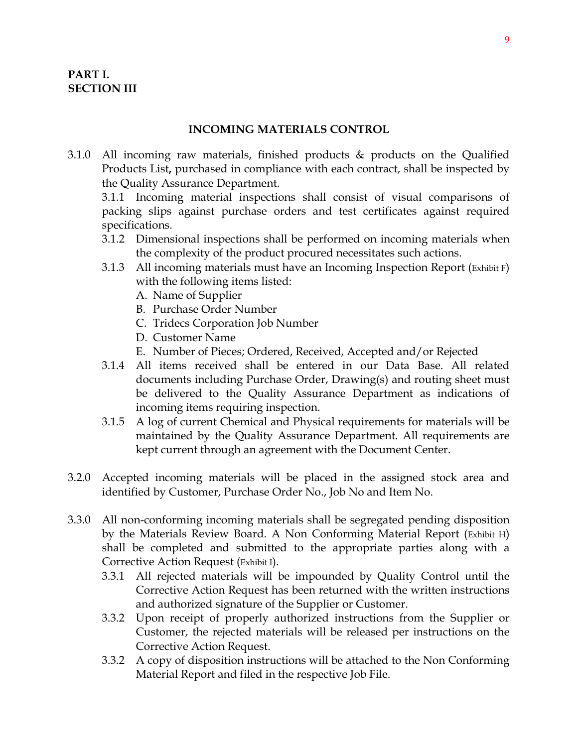**PART I.**
**SECTION III**

## INCOMING MATERIALS CONTROL

3.1.0 All incoming raw materials, finished products & products on the Qualified Products List**,** purchased in compliance with each contract, shall be inspected by the Quality Assurance Department.

3.1.1 Incoming material inspections shall consist of visual comparisons of packing slips against purchase orders and test certificates against required specifications.

3.1.2 Dimensional inspections shall be performed on incoming materials when the complexity of the product procured necessitates such actions.

3.1.3 All incoming materials must have an Incoming Inspection Report (Exhibit F) with the following items listed:

A. Name of Supplier
B. Purchase Order Number
C. Tridecs Corporation Job Number
D. Customer Name
E. Number of Pieces; Ordered, Received, Accepted and/or Rejected

3.1.4 All items received shall be entered in our Data Base. All related documents including Purchase Order, Drawing(s) and routing sheet must be delivered to the Quality Assurance Department as indications of incoming items requiring inspection.

3.1.5 A log of current Chemical and Physical requirements for materials will be maintained by the Quality Assurance Department. All requirements are kept current through an agreement with the Document Center.

3.2.0 Accepted incoming materials will be placed in the assigned stock area and identified by Customer, Purchase Order No., Job No and Item No.

3.3.0 All non-conforming incoming materials shall be segregated pending disposition by the Materials Review Board. A Non Conforming Material Report (Exhibit H) shall be completed and submitted to the appropriate parties along with a Corrective Action Request (Exhibit I).

3.3.1 All rejected materials will be impounded by Quality Control until the Corrective Action Request has been returned with the written instructions and authorized signature of the Supplier or Customer.

3.3.2 Upon receipt of properly authorized instructions from the Supplier or Customer, the rejected materials will be released per instructions on the Corrective Action Request.

3.3.2 A copy of disposition instructions will be attached to the Non Conforming Material Report and filed in the respective Job File.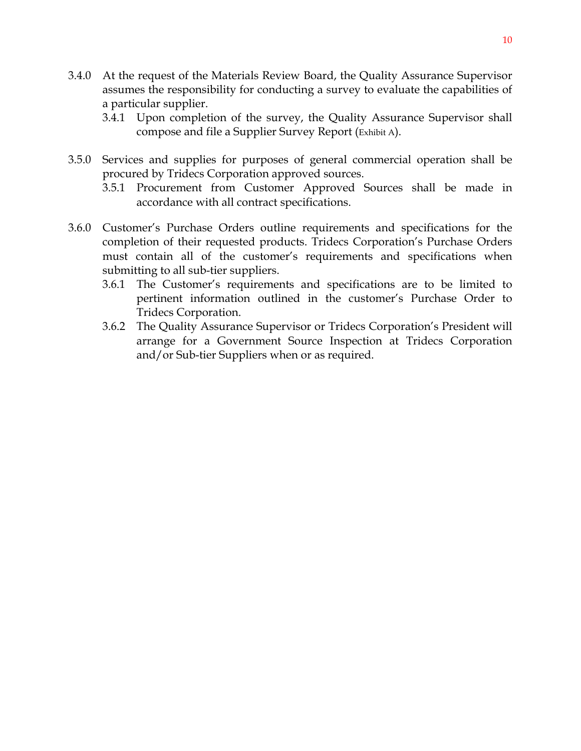3.4.0 At the request of the Materials Review Board, the Quality Assurance Supervisor assumes the responsibility for conducting a survey to evaluate the capabilities of a particular supplier.

- 3.4.1 Upon completion of the survey, the Quality Assurance Supervisor shall compose and file a Supplier Survey Report (Exhibit A).

3.5.0 Services and supplies for purposes of general commercial operation shall be procured by Tridecs Corporation approved sources.

- 3.5.1 Procurement from Customer Approved Sources shall be made in accordance with all contract specifications.

3.6.0 Customer's Purchase Orders outline requirements and specifications for the completion of their requested products. Tridecs Corporation's Purchase Orders must contain all of the customer's requirements and specifications when submitting to all sub-tier suppliers.

- 3.6.1 The Customer's requirements and specifications are to be limited to pertinent information outlined in the customer's Purchase Order to Tridecs Corporation.
- 3.6.2 The Quality Assurance Supervisor or Tridecs Corporation's President will arrange for a Government Source Inspection at Tridecs Corporation and/or Sub-tier Suppliers when or as required.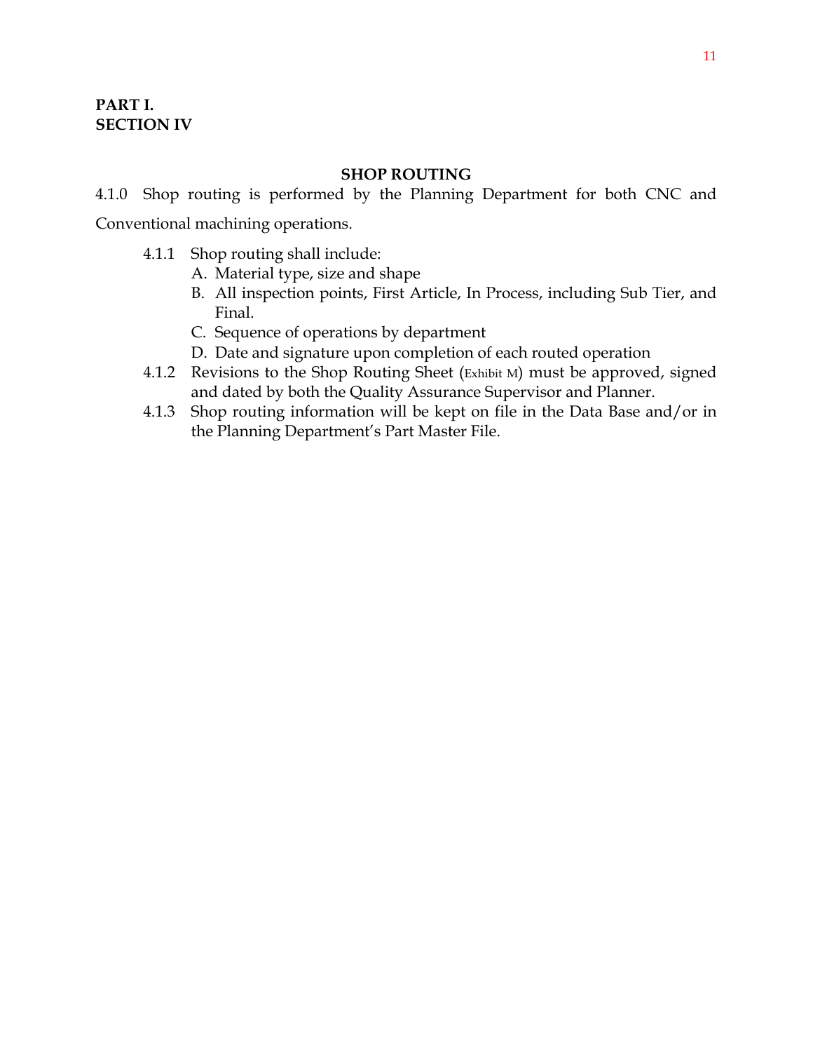**PART I.**
**SECTION IV**

## SHOP ROUTING

4.1.0 Shop routing is performed by the Planning Department for both CNC and Conventional machining operations.

- 4.1.1 Shop routing shall include:
  - A. Material type, size and shape
  - B. All inspection points, First Article, In Process, including Sub Tier, and Final.
  - C. Sequence of operations by department
  - D. Date and signature upon completion of each routed operation
- 4.1.2 Revisions to the Shop Routing Sheet (Exhibit M) must be approved, signed and dated by both the Quality Assurance Supervisor and Planner.
- 4.1.3 Shop routing information will be kept on file in the Data Base and/or in the Planning Department's Part Master File.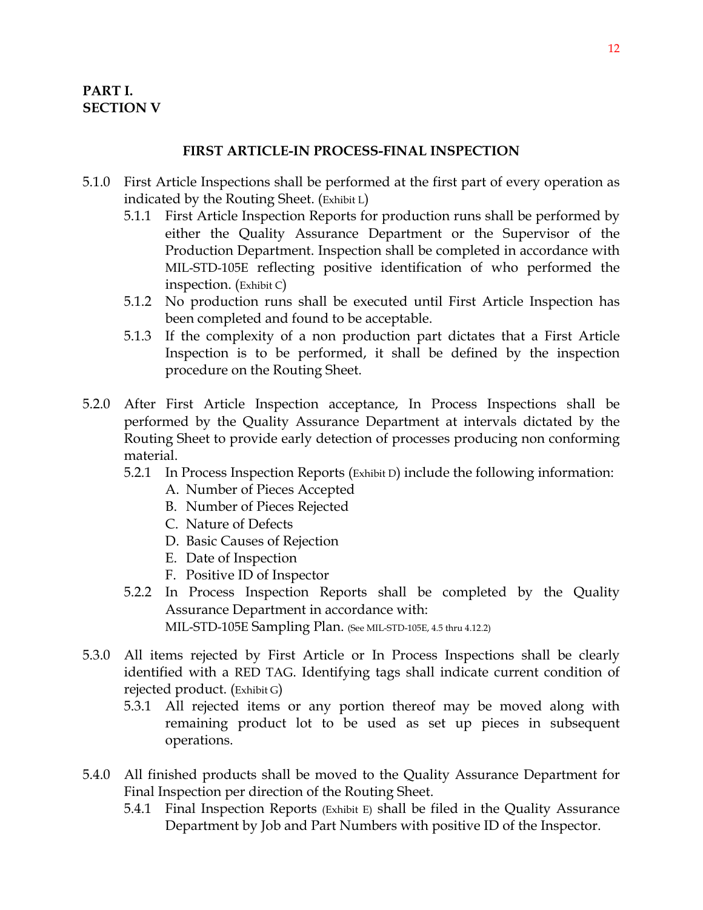**PART I.**
**SECTION V**

## FIRST ARTICLE-IN PROCESS-FINAL INSPECTION

5.1.0 First Article Inspections shall be performed at the first part of every operation as indicated by the Routing Sheet. (Exhibit L)

- 5.1.1 First Article Inspection Reports for production runs shall be performed by either the Quality Assurance Department or the Supervisor of the Production Department. Inspection shall be completed in accordance with MIL-STD-105E reflecting positive identification of who performed the inspection. (Exhibit C)
- 5.1.2 No production runs shall be executed until First Article Inspection has been completed and found to be acceptable.
- 5.1.3 If the complexity of a non production part dictates that a First Article Inspection is to be performed, it shall be defined by the inspection procedure on the Routing Sheet.

5.2.0 After First Article Inspection acceptance, In Process Inspections shall be performed by the Quality Assurance Department at intervals dictated by the Routing Sheet to provide early detection of processes producing non conforming material.

- 5.2.1 In Process Inspection Reports (Exhibit D) include the following information:
  - A. Number of Pieces Accepted
  - B. Number of Pieces Rejected
  - C. Nature of Defects
  - D. Basic Causes of Rejection
  - E. Date of Inspection
  - F. Positive ID of Inspector
- 5.2.2 In Process Inspection Reports shall be completed by the Quality Assurance Department in accordance with:
  MIL-STD-105E Sampling Plan. (See MIL-STD-105E, 4.5 thru 4.12.2)

5.3.0 All items rejected by First Article or In Process Inspections shall be clearly identified with a RED TAG. Identifying tags shall indicate current condition of rejected product. (Exhibit G)

- 5.3.1 All rejected items or any portion thereof may be moved along with remaining product lot to be used as set up pieces in subsequent operations.

5.4.0 All finished products shall be moved to the Quality Assurance Department for Final Inspection per direction of the Routing Sheet.

- 5.4.1 Final Inspection Reports (Exhibit E) shall be filed in the Quality Assurance Department by Job and Part Numbers with positive ID of the Inspector.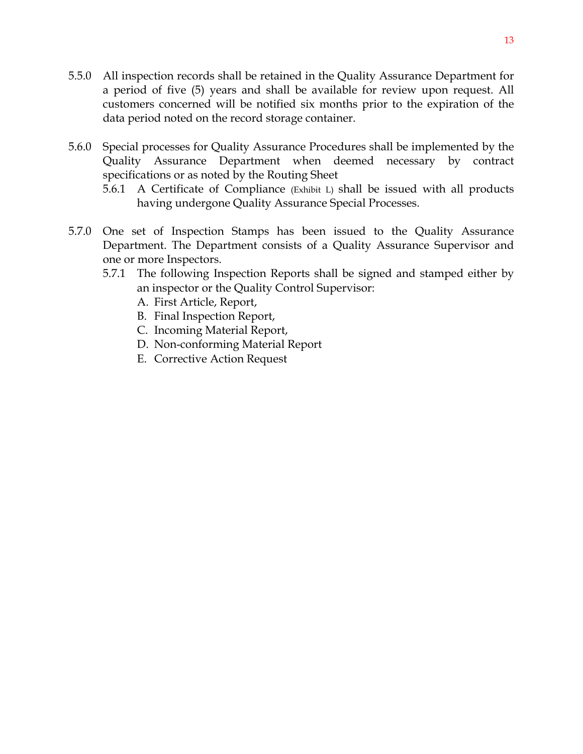5.5.0 All inspection records shall be retained in the Quality Assurance Department for a period of five (5) years and shall be available for review upon request. All customers concerned will be notified six months prior to the expiration of the data period noted on the record storage container.

5.6.0 Special processes for Quality Assurance Procedures shall be implemented by the Quality Assurance Department when deemed necessary by contract specifications or as noted by the Routing Sheet

5.6.1 A Certificate of Compliance (Exhibit L) shall be issued with all products having undergone Quality Assurance Special Processes.

5.7.0 One set of Inspection Stamps has been issued to the Quality Assurance Department. The Department consists of a Quality Assurance Supervisor and one or more Inspectors.

5.7.1 The following Inspection Reports shall be signed and stamped either by an inspector or the Quality Control Supervisor:

A. First Article, Report,
B. Final Inspection Report,
C. Incoming Material Report,
D. Non-conforming Material Report
E. Corrective Action Request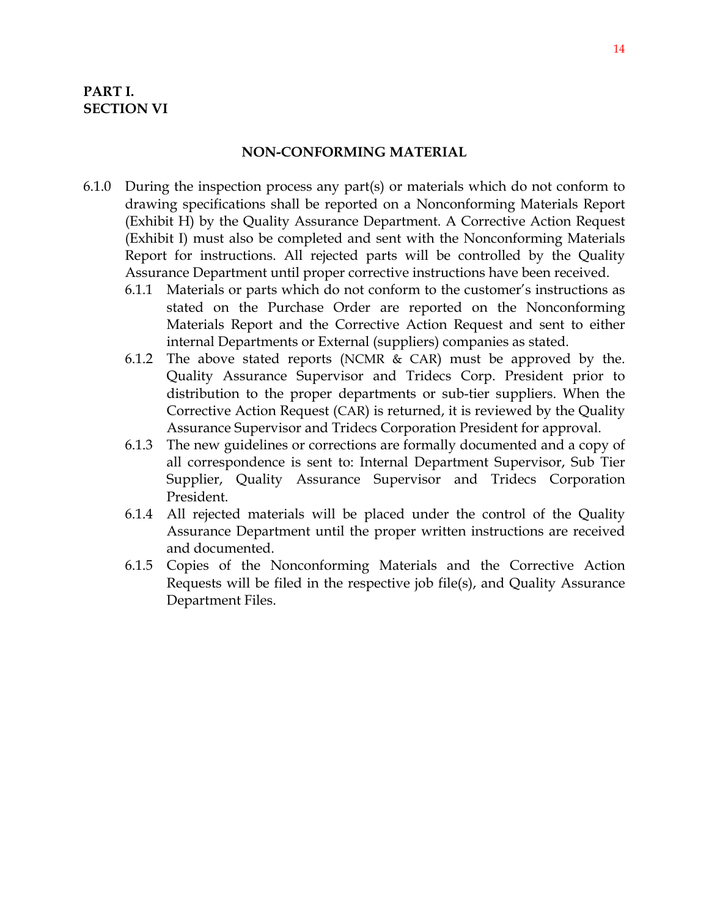**PART I.**
**SECTION VI**

## NON-CONFORMING MATERIAL

6.1.0 During the inspection process any part(s) or materials which do not conform to drawing specifications shall be reported on a Nonconforming Materials Report (Exhibit H) by the Quality Assurance Department. A Corrective Action Request (Exhibit I) must also be completed and sent with the Nonconforming Materials Report for instructions. All rejected parts will be controlled by the Quality Assurance Department until proper corrective instructions have been received.

- 6.1.1 Materials or parts which do not conform to the customer's instructions as stated on the Purchase Order are reported on the Nonconforming Materials Report and the Corrective Action Request and sent to either internal Departments or External (suppliers) companies as stated.
- 6.1.2 The above stated reports (NCMR & CAR) must be approved by the. Quality Assurance Supervisor and Tridecs Corp. President prior to distribution to the proper departments or sub-tier suppliers. When the Corrective Action Request (CAR) is returned, it is reviewed by the Quality Assurance Supervisor and Tridecs Corporation President for approval.
- 6.1.3 The new guidelines or corrections are formally documented and a copy of all correspondence is sent to: Internal Department Supervisor, Sub Tier Supplier, Quality Assurance Supervisor and Tridecs Corporation President.
- 6.1.4 All rejected materials will be placed under the control of the Quality Assurance Department until the proper written instructions are received and documented.
- 6.1.5 Copies of the Nonconforming Materials and the Corrective Action Requests will be filed in the respective job file(s), and Quality Assurance Department Files.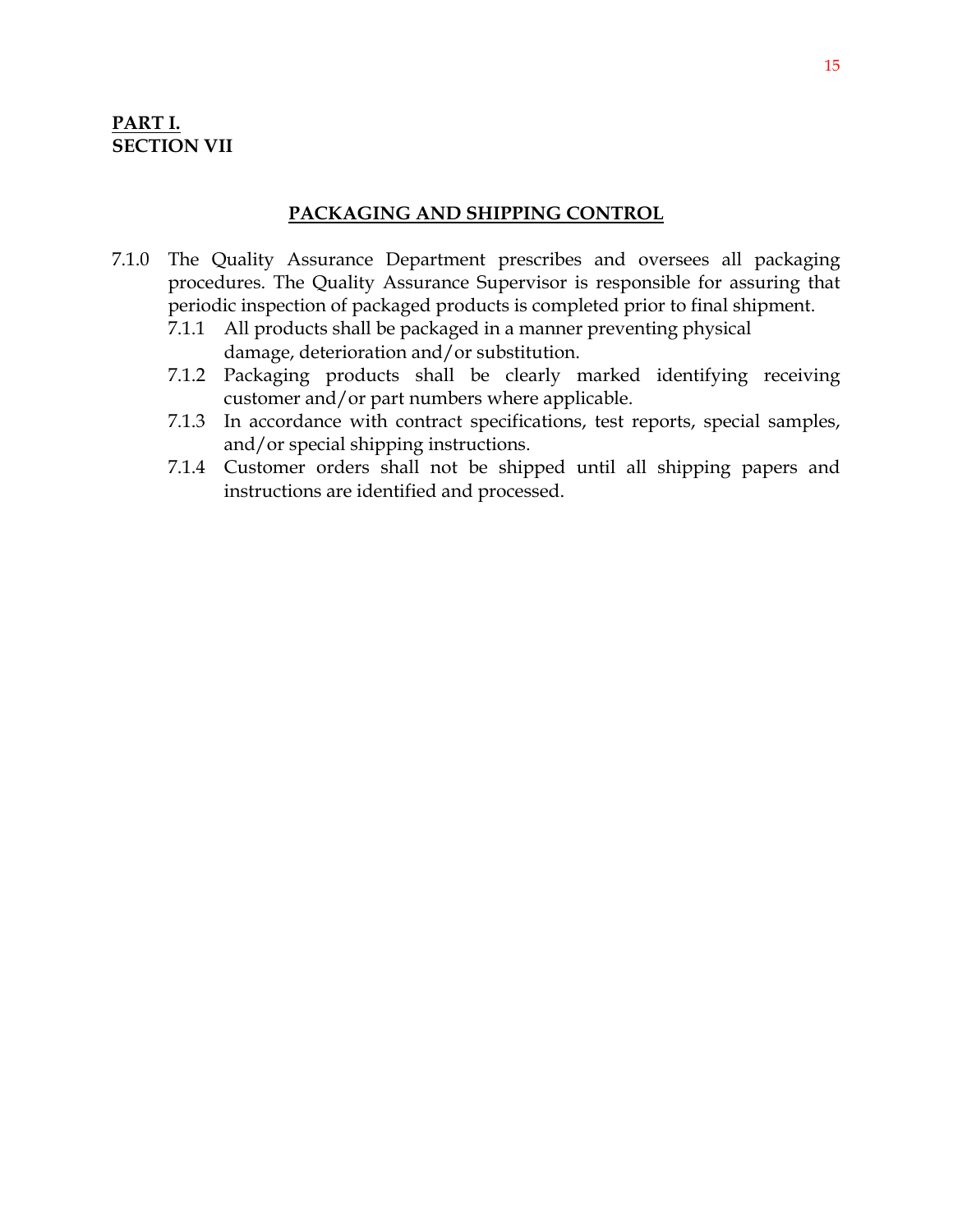**PART I.**
**SECTION VII**

## PACKAGING AND SHIPPING CONTROL

7.1.0 The Quality Assurance Department prescribes and oversees all packaging procedures. The Quality Assurance Supervisor is responsible for assuring that periodic inspection of packaged products is completed prior to final shipment.

- 7.1.1 All products shall be packaged in a manner preventing physical damage, deterioration and/or substitution.
- 7.1.2 Packaging products shall be clearly marked identifying receiving customer and/or part numbers where applicable.
- 7.1.3 In accordance with contract specifications, test reports, special samples, and/or special shipping instructions.
- 7.1.4 Customer orders shall not be shipped until all shipping papers and instructions are identified and processed.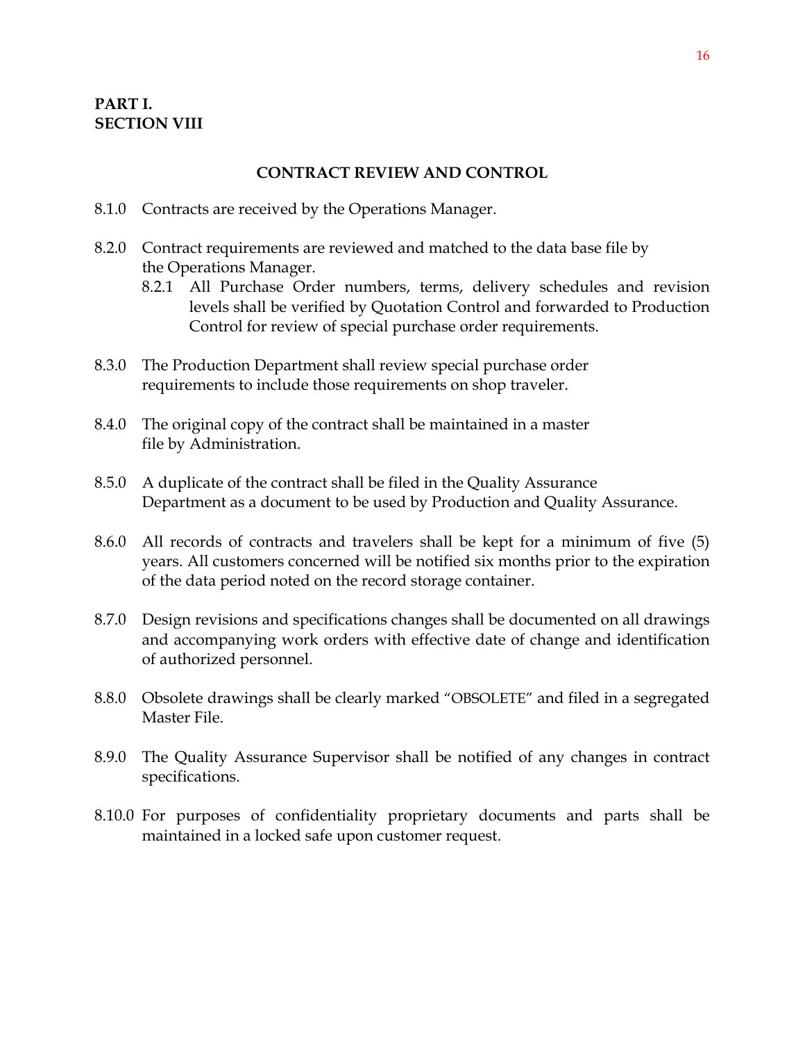**PART I.**
**SECTION VIII**

## CONTRACT REVIEW AND CONTROL

8.1.0 Contracts are received by the Operations Manager.

8.2.0 Contract requirements are reviewed and matched to the data base file by the Operations Manager.

- 8.2.1 All Purchase Order numbers, terms, delivery schedules and revision levels shall be verified by Quotation Control and forwarded to Production Control for review of special purchase order requirements.

8.3.0 The Production Department shall review special purchase order requirements to include those requirements on shop traveler.

8.4.0 The original copy of the contract shall be maintained in a master file by Administration.

8.5.0 A duplicate of the contract shall be filed in the Quality Assurance Department as a document to be used by Production and Quality Assurance.

8.6.0 All records of contracts and travelers shall be kept for a minimum of five (5) years. All customers concerned will be notified six months prior to the expiration of the data period noted on the record storage container.

8.7.0 Design revisions and specifications changes shall be documented on all drawings and accompanying work orders with effective date of change and identification of authorized personnel.

8.8.0 Obsolete drawings shall be clearly marked "OBSOLETE" and filed in a segregated Master File.

8.9.0 The Quality Assurance Supervisor shall be notified of any changes in contract specifications.

8.10.0 For purposes of confidentiality proprietary documents and parts shall be maintained in a locked safe upon customer request.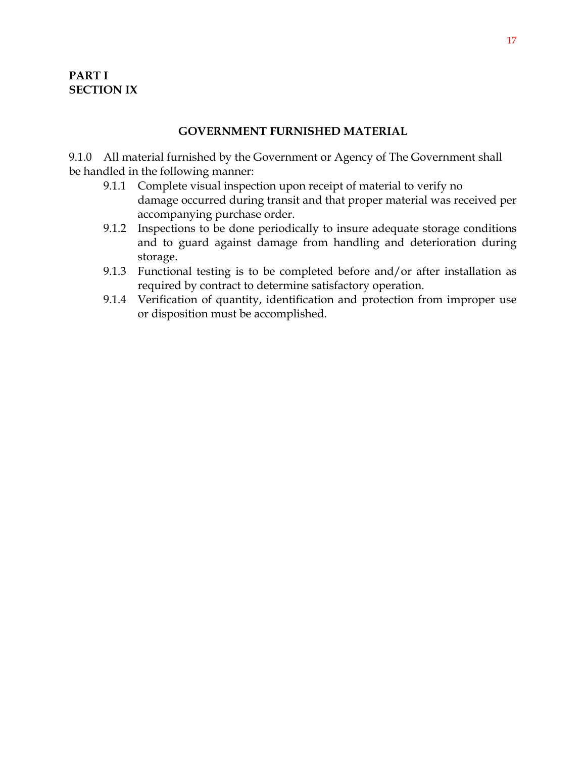**PART I**
**SECTION IX**

## GOVERNMENT FURNISHED MATERIAL

9.1.0 All material furnished by the Government or Agency of The Government shall be handled in the following manner:

- 9.1.1 Complete visual inspection upon receipt of material to verify no damage occurred during transit and that proper material was received per accompanying purchase order.
- 9.1.2 Inspections to be done periodically to insure adequate storage conditions and to guard against damage from handling and deterioration during storage.
- 9.1.3 Functional testing is to be completed before and/or after installation as required by contract to determine satisfactory operation.
- 9.1.4 Verification of quantity, identification and protection from improper use or disposition must be accomplished.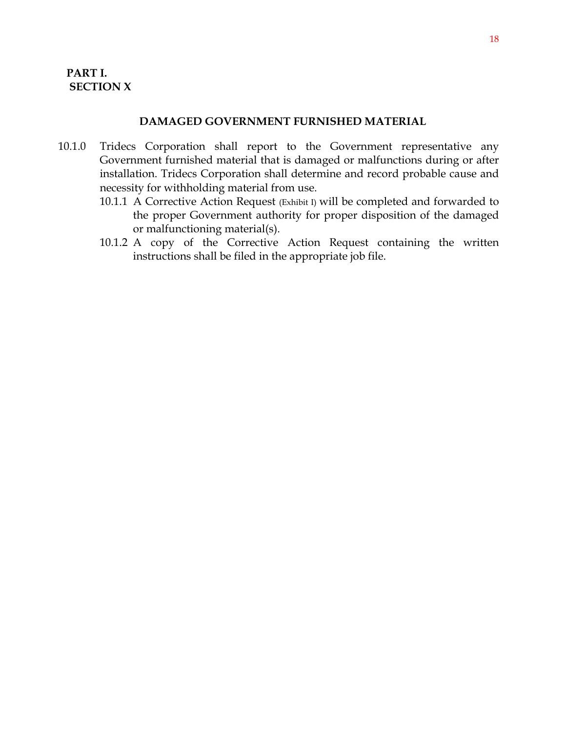**PART I.**
**SECTION X**

## DAMAGED GOVERNMENT FURNISHED MATERIAL

10.1.0 Tridecs Corporation shall report to the Government representative any Government furnished material that is damaged or malfunctions during or after installation. Tridecs Corporation shall determine and record probable cause and necessity for withholding material from use.

- 10.1.1 A Corrective Action Request (Exhibit I) will be completed and forwarded to the proper Government authority for proper disposition of the damaged or malfunctioning material(s).
- 10.1.2 A copy of the Corrective Action Request containing the written instructions shall be filed in the appropriate job file.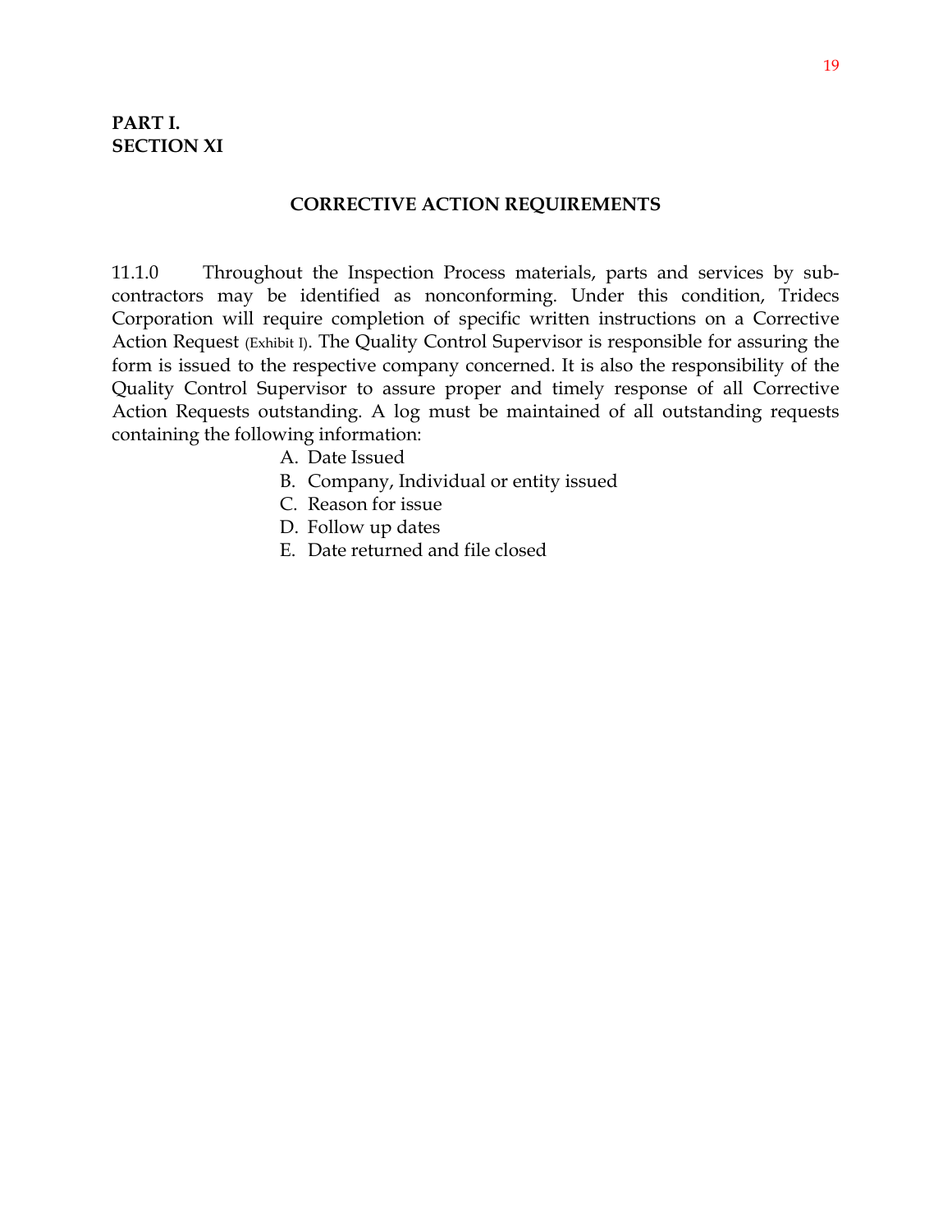**PART I.**
**SECTION XI**

## CORRECTIVE ACTION REQUIREMENTS

11.1.0 Throughout the Inspection Process materials, parts and services by sub-contractors may be identified as nonconforming. Under this condition, Tridecs Corporation will require completion of specific written instructions on a Corrective Action Request (Exhibit I). The Quality Control Supervisor is responsible for assuring the form is issued to the respective company concerned. It is also the responsibility of the Quality Control Supervisor to assure proper and timely response of all Corrective Action Requests outstanding. A log must be maintained of all outstanding requests containing the following information:

A. Date Issued
B. Company, Individual or entity issued
C. Reason for issue
D. Follow up dates
E. Date returned and file closed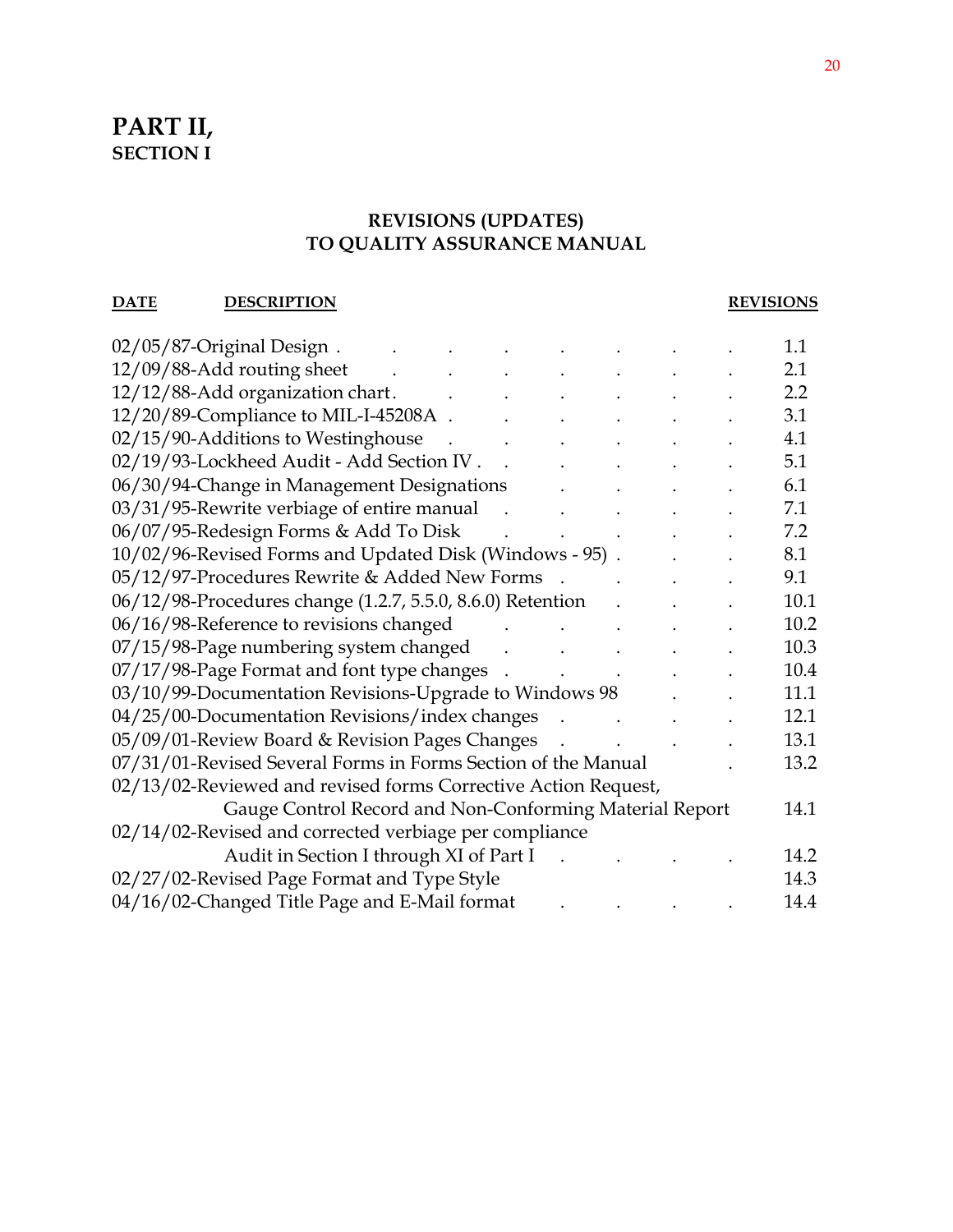# PART II,
## SECTION I

### REVISIONS (UPDATES) TO QUALITY ASSURANCE MANUAL

| DATE | DESCRIPTION | REVISIONS |
|---|---|---|
| 02/05/87 | Original Design | 1.1 |
| 12/09/88 | Add routing sheet | 2.1 |
| 12/12/88 | Add organization chart | 2.2 |
| 12/20/89 | Compliance to MIL-I-45208A | 3.1 |
| 02/15/90 | Additions to Westinghouse | 4.1 |
| 02/19/93 | Lockheed Audit - Add Section IV | 5.1 |
| 06/30/94 | Change in Management Designations | 6.1 |
| 03/31/95 | Rewrite verbiage of entire manual | 7.1 |
| 06/07/95 | Redesign Forms & Add To Disk | 7.2 |
| 10/02/96 | Revised Forms and Updated Disk (Windows - 95) | 8.1 |
| 05/12/97 | Procedures Rewrite & Added New Forms | 9.1 |
| 06/12/98 | Procedures change (1.2.7, 5.5.0, 8.6.0) Retention | 10.1 |
| 06/16/98 | Reference to revisions changed | 10.2 |
| 07/15/98 | Page numbering system changed | 10.3 |
| 07/17/98 | Page Format and font type changes | 10.4 |
| 03/10/99 | Documentation Revisions-Upgrade to Windows 98 | 11.1 |
| 04/25/00 | Documentation Revisions/index changes | 12.1 |
| 05/09/01 | Review Board & Revision Pages Changes | 13.1 |
| 07/31/01 | Revised Several Forms in Forms Section of the Manual | 13.2 |
| 02/13/02 | Reviewed and revised forms Corrective Action Request, Gauge Control Record and Non-Conforming Material Report | 14.1 |
| 02/14/02 | Revised and corrected verbiage per compliance Audit in Section I through XI of Part I | 14.2 |
| 02/27/02 | Revised Page Format and Type Style | 14.3 |
| 04/16/02 | Changed Title Page and E-Mail format | 14.4 |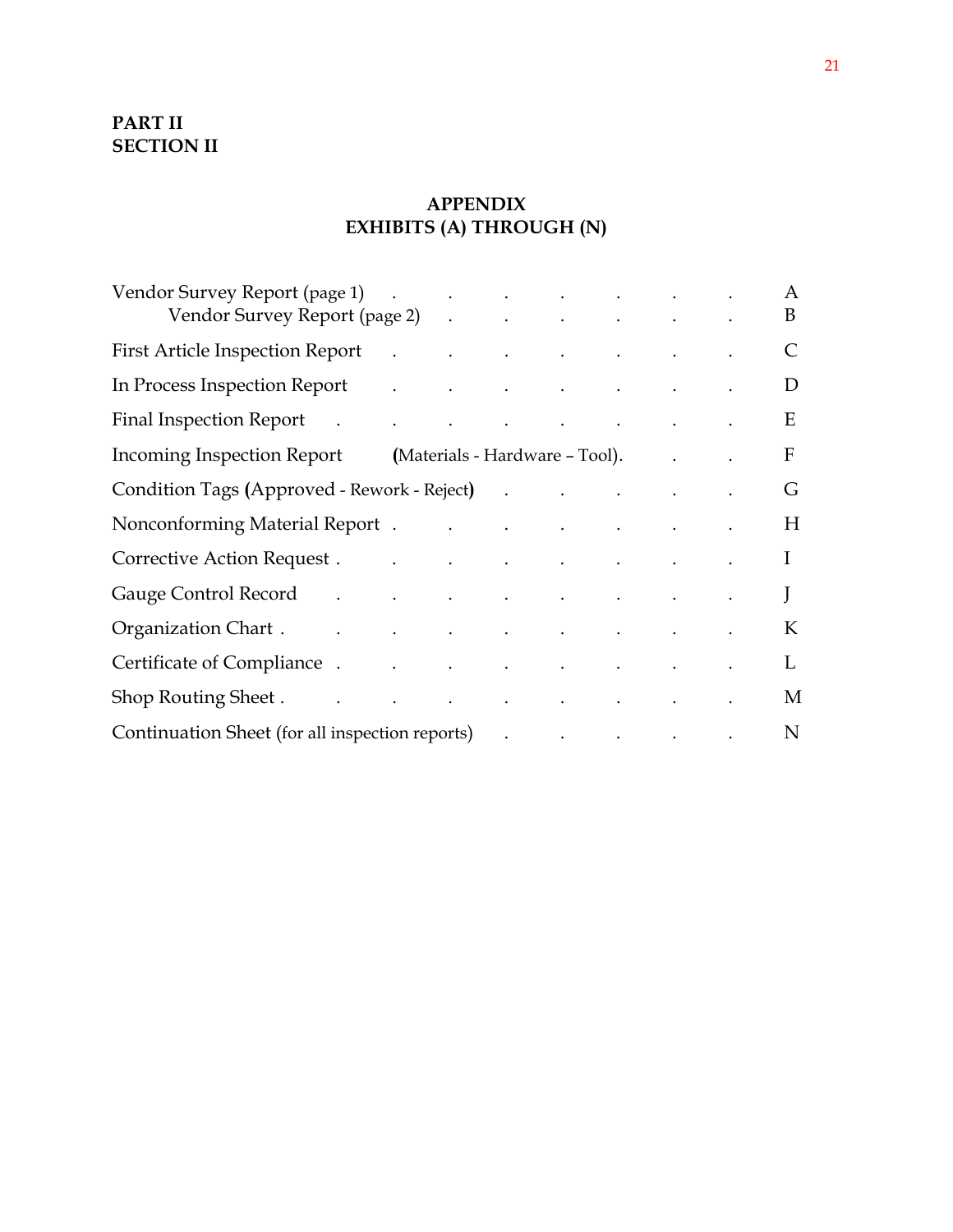**PART II**
**SECTION II**

## APPENDIX
## EXHIBITS (A) THROUGH (N)

| | |
|---|---|
| Vendor Survey Report (page 1) | A |
| Vendor Survey Report (page 2) | B |
| First Article Inspection Report | C |
| In Process Inspection Report | D |
| Final Inspection Report | E |
| Incoming Inspection Report (Materials - Hardware – Tool) | F |
| Condition Tags (Approved - Rework - Reject) | G |
| Nonconforming Material Report | H |
| Corrective Action Request | I |
| Gauge Control Record | J |
| Organization Chart | K |
| Certificate of Compliance | L |
| Shop Routing Sheet | M |
| Continuation Sheet (for all inspection reports) | N |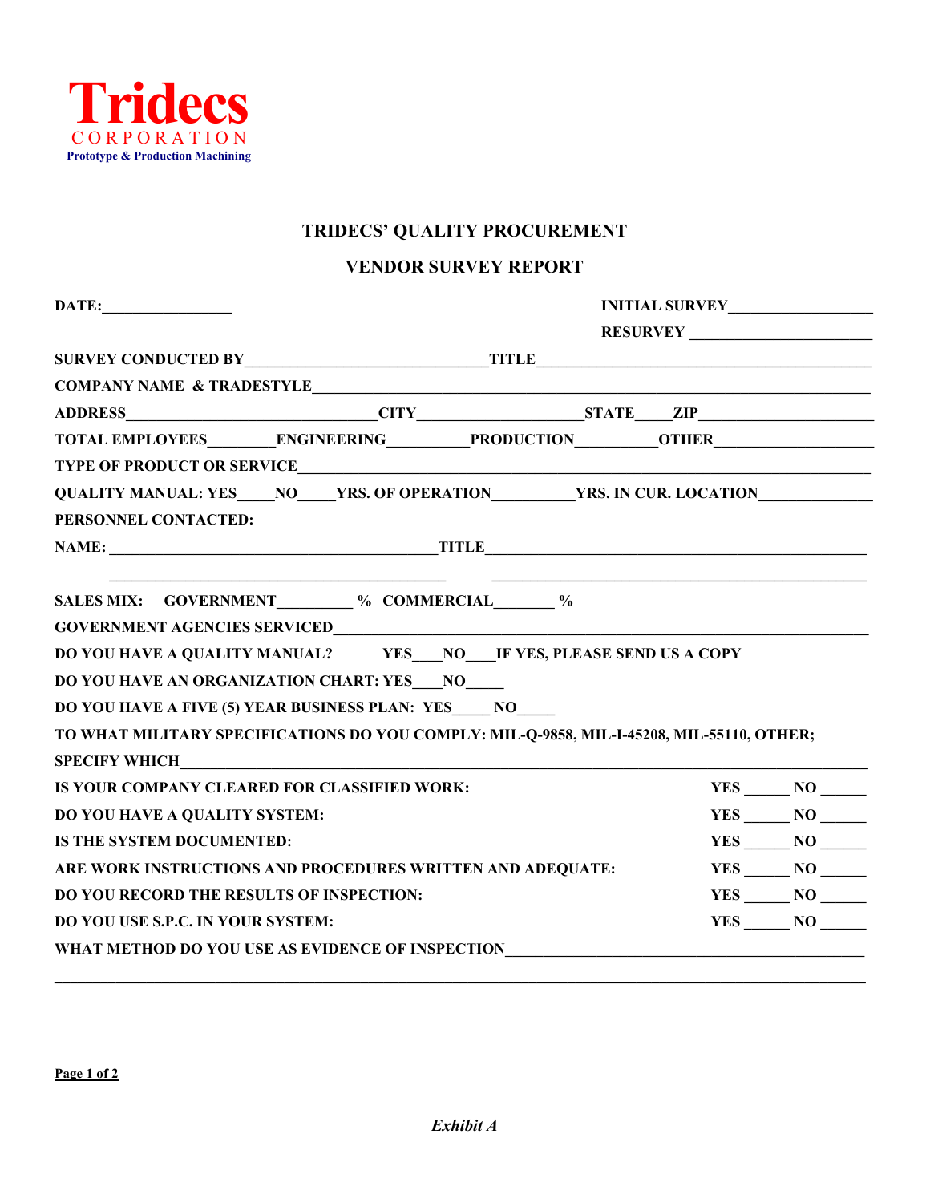**Tridecs**
CORPORATION
Prototype & Production Machining

# TRIDECS' QUALITY PROCUREMENT

## VENDOR SURVEY REPORT

DATE:________________ INITIAL SURVEY_________________

RESURVEY ______________________

SURVEY CONDUCTED BY_____________________________TITLE_________________________________________

COMPANY NAME & TRADESTYLE______________________________________________________________

ADDRESS______________________________CITY____________________STATE____ZIP______________________

TOTAL EMPLOYEES________ENGINEERING_________PRODUCTION_________OTHER___________________

TYPE OF PRODUCT OR SERVICE______________________________________________________________

QUALITY MANUAL: YES____NO____YRS. OF OPERATION__________YRS. IN CUR. LOCATION______________

PERSONNEL CONTACTED:

NAME: _________________________________________TITLE_________________________________________________

_________________________________________ _________________________________________________

SALES MIX: GOVERNMENT_________% COMMERCIAL_______%

GOVERNMENT AGENCIES SERVICED_______________________________________________________________

DO YOU HAVE A QUALITY MANUAL? YES___NO___IF YES, PLEASE SEND US A COPY

DO YOU HAVE AN ORGANIZATION CHART: YES___NO_____

DO YOU HAVE A FIVE (5) YEAR BUSINESS PLAN: YES_____ NO_____

TO WHAT MILITARY SPECIFICATIONS DO YOU COMPLY: MIL-Q-9858, MIL-I-45208, MIL-55110, OTHER;

SPECIFY WHICH__________________________________________________________________________________

IS YOUR COMPANY CLEARED FOR CLASSIFIED WORK: YES ______ NO ______

DO YOU HAVE A QUALITY SYSTEM: YES ______ NO ______

IS THE SYSTEM DOCUMENTED: YES ______ NO ______

ARE WORK INSTRUCTIONS AND PROCEDURES WRITTEN AND ADEQUATE: YES ______ NO ______

DO YOU RECORD THE RESULTS OF INSPECTION: YES ______ NO ______

DO YOU USE S.P.C. IN YOUR SYSTEM: YES ______ NO ______

WHAT METHOD DO YOU USE AS EVIDENCE OF INSPECTION_____________________________________________

______________________________________________________________________________________________

*Exhibit A*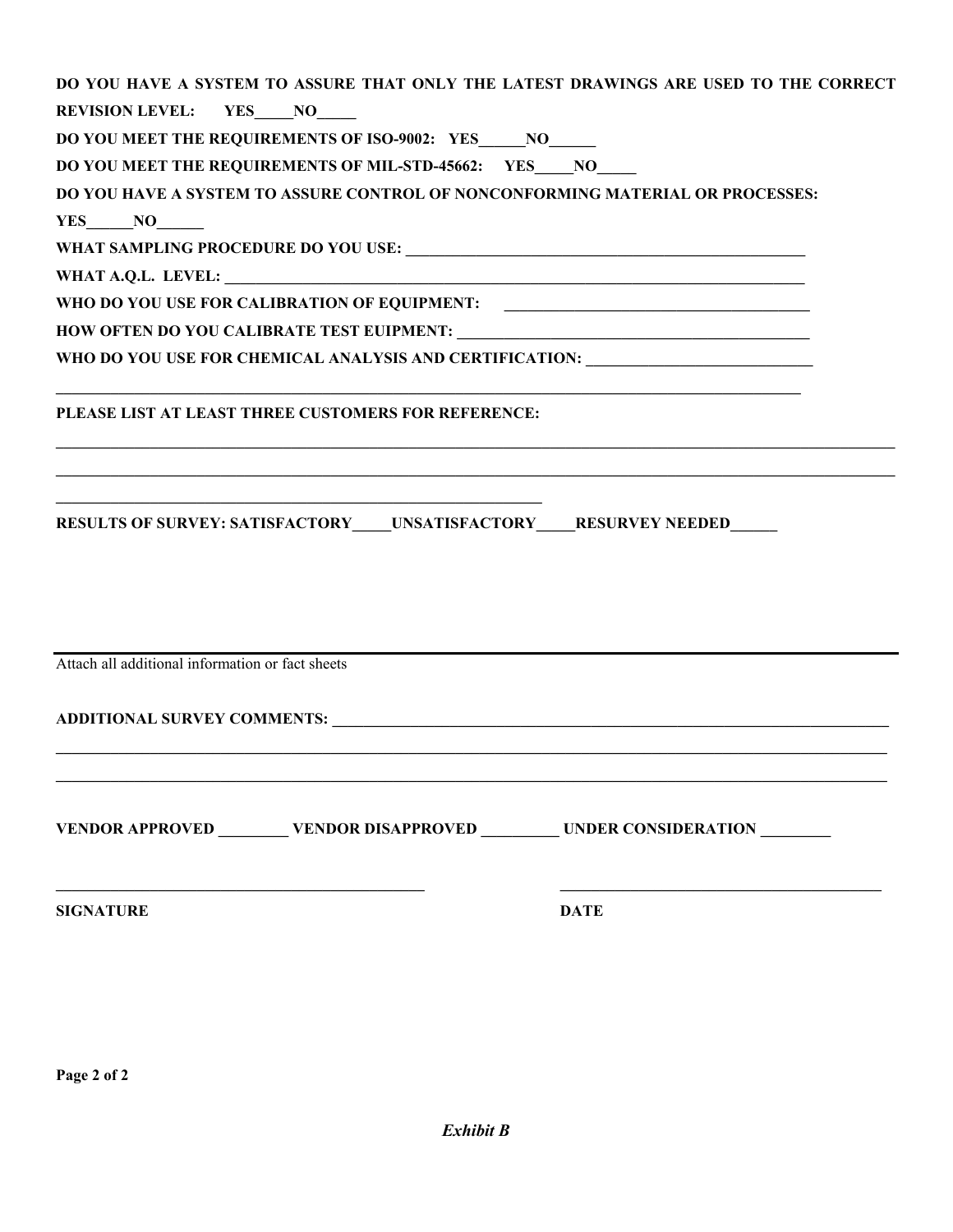**DO YOU HAVE A SYSTEM TO ASSURE THAT ONLY THE LATEST DRAWINGS ARE USED TO THE CORRECT REVISION LEVEL: YES_____NO_____**

**DO YOU MEET THE REQUIREMENTS OF ISO-9002: YES______NO______**

**DO YOU MEET THE REQUIREMENTS OF MIL-STD-45662: YES_____NO_____**

**DO YOU HAVE A SYSTEM TO ASSURE CONTROL OF NONCONFORMING MATERIAL OR PROCESSES: YES______NO______**

**WHAT SAMPLING PROCEDURE DO YOU USE: ____________________________________________________**

**WHAT A.Q.L. LEVEL: ____________________________________________________________________________**

**WHO DO YOU USE FOR CALIBRATION OF EQUIPMENT: ________________________________________**

**HOW OFTEN DO YOU CALIBRATE TEST EUIPMENT: ________________________________________________**

**WHO DO YOU USE FOR CHEMICAL ANALYSIS AND CERTIFICATION: ______________________________**

____________________________________________________________________________________________________

**PLEASE LIST AT LEAST THREE CUSTOMERS FOR REFERENCE:**

____________________________________________________________________________________________________

____________________________________________________________________________________________________

________________________________________________________________

**RESULTS OF SURVEY: SATISFACTORY_____UNSATISFACTORY_____RESURVEY NEEDED______**

---

Attach all additional information or fact sheets

**ADDITIONAL SURVEY COMMENTS: __________________________________________________________________________**

____________________________________________________________________________________________________

____________________________________________________________________________________________________

**VENDOR APPROVED _________ VENDOR DISAPPROVED __________ UNDER CONSIDERATION _________**

_________________________________________________ ___________________________________________

**SIGNATURE** **DATE**

***Exhibit B***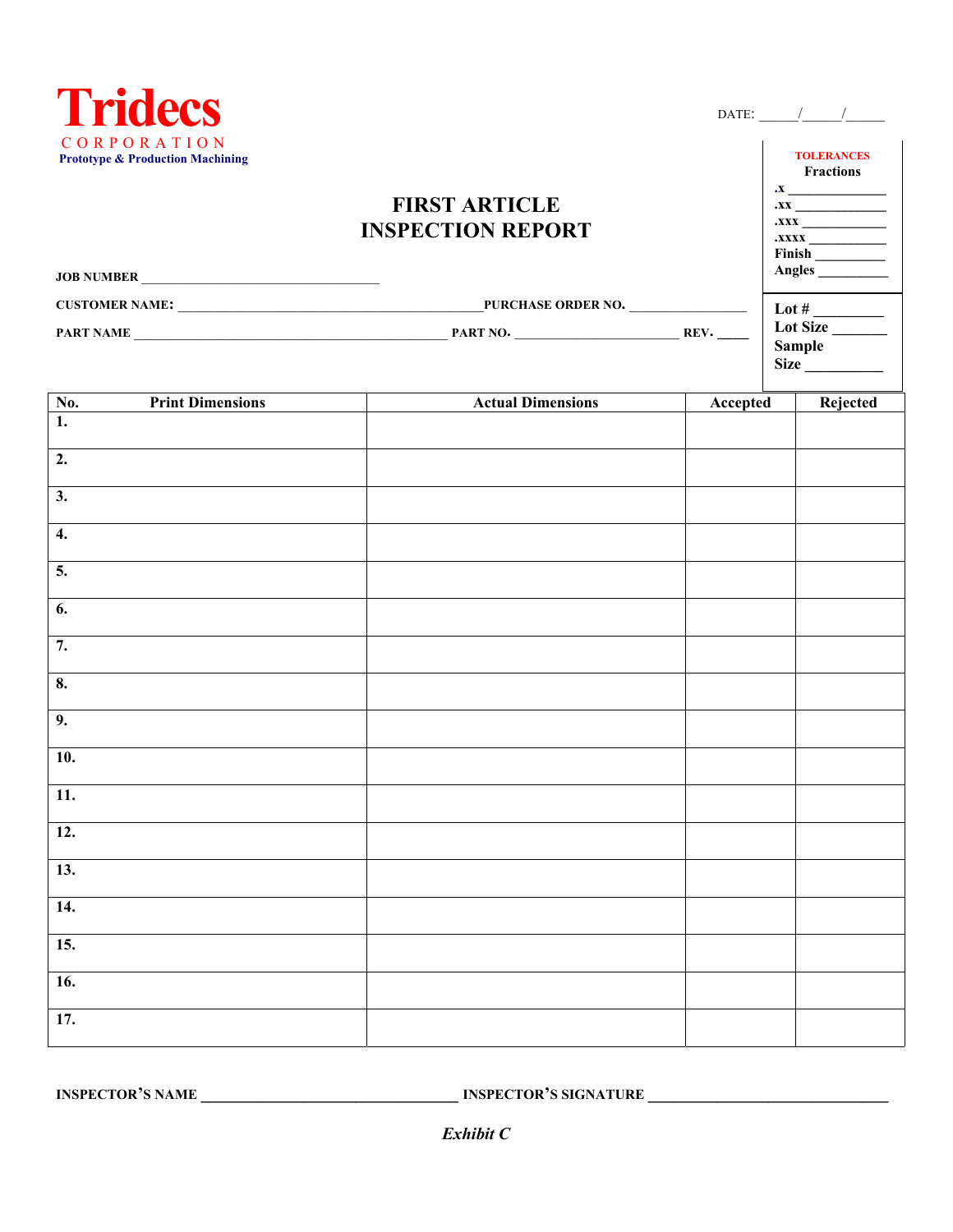**Tridecs**
CORPORATION
**Prototype & Production Machining**

DATE: _____/_____/_____

**TOLERANCES**
**Fractions**
**.x** _______________
**.xx** _____________
**.xxx** ____________
**.xxxx** ___________
**Finish** __________
**Angles** __________

**Lot #** _________
**Lot Size** _______
**Sample Size** __________

# FIRST ARTICLE INSPECTION REPORT

**JOB NUMBER** ____________________________________

**CUSTOMER NAME:** ______________________________________________ **PURCHASE ORDER NO.** __________________

**PART NAME** ________________________________________________ **PART NO.** _________________________ **REV.** ____

| No. Print Dimensions | Actual Dimensions | Accepted | Rejected |
|---|---|---|---|
| 1. | | | |
| 2. | | | |
| 3. | | | |
| 4. | | | |
| 5. | | | |
| 6. | | | |
| 7. | | | |
| 8. | | | |
| 9. | | | |
| 10. | | | |
| 11. | | | |
| 12. | | | |
| 13. | | | |
| 14. | | | |
| 15. | | | |
| 16. | | | |
| 17. | | | |

**INSPECTOR'S NAME** __________________________________ **INSPECTOR'S SIGNATURE** ________________________________

***Exhibit C***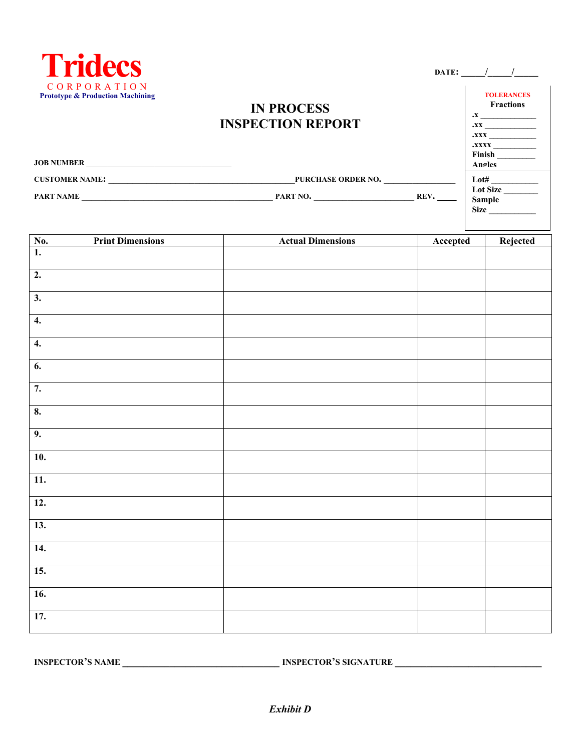**Tridecs**
CORPORATION
**Prototype & Production Machining**

**DATE: _____/_____/_____**

# IN PROCESS INSPECTION REPORT

**TOLERANCES**
**Fractions**
**.x ____________**
**.xx ____________**
**.xxx ___________**
**.xxxx __________**
**Finish ________**
**Angles**

**Lot# ___________**
**Lot Size ________**
**Sample Size ___________**

**JOB NUMBER** ____________________________________

**CUSTOMER NAME:** ______________________________________________ **PURCHASE ORDER NO.** __________________

**PART NAME** ______________________________________________ **PART NO.** _________________________ **REV.** _____

| No. Print Dimensions | Actual Dimensions | Accepted | Rejected |
|---|---|---|---|
| 1. | | | |
| 2. | | | |
| 3. | | | |
| 4. | | | |
| 4. | | | |
| 6. | | | |
| 7. | | | |
| 8. | | | |
| 9. | | | |
| 10. | | | |
| 11. | | | |
| 12. | | | |
| 13. | | | |
| 14. | | | |
| 15. | | | |
| 16. | | | |
| 17. | | | |

**INSPECTOR'S NAME** ___________________________________ **INSPECTOR'S SIGNATURE** _________________________________

***Exhibit D***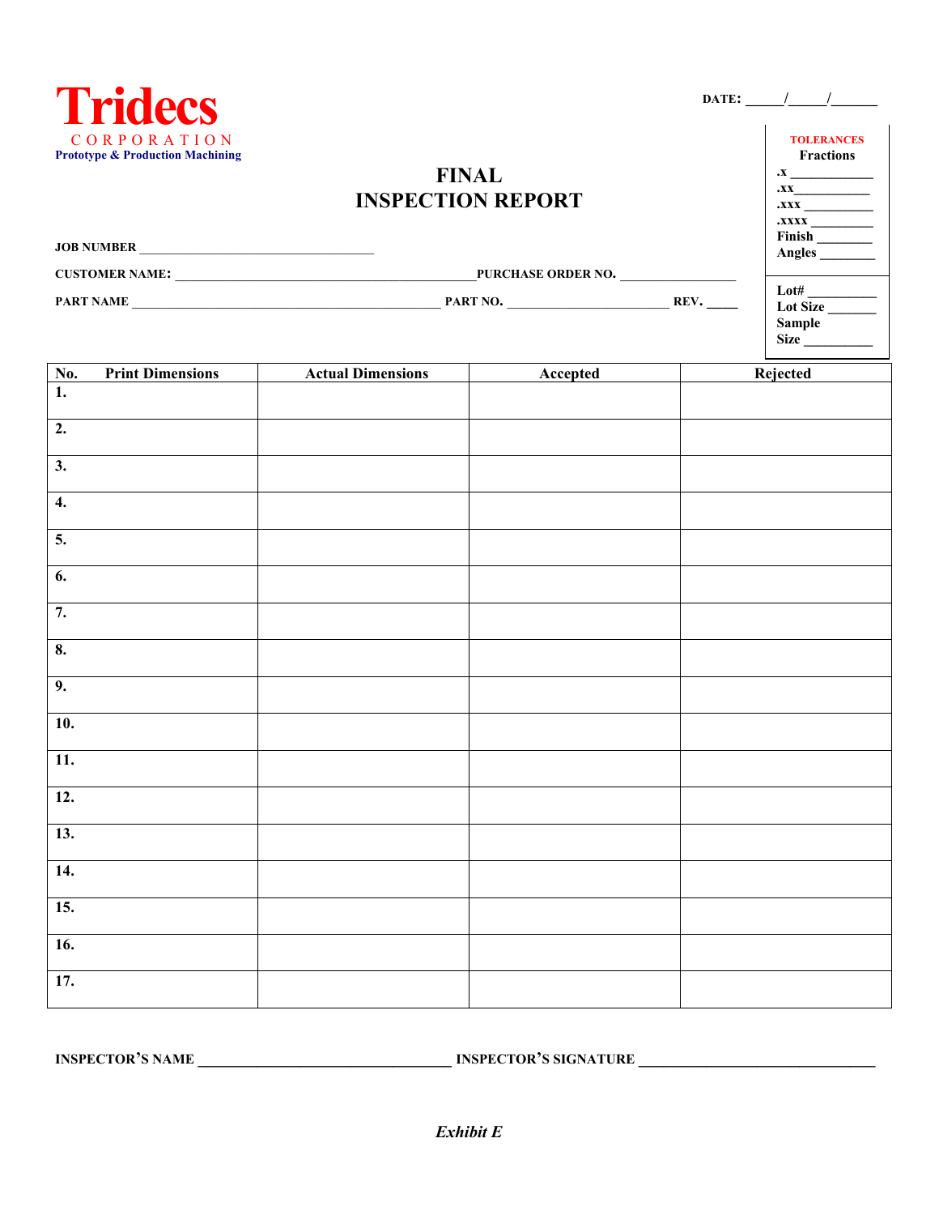**Tridecs**
CORPORATION
**Prototype & Production Machining**

**DATE:** _____/_____/______

# FINAL
# INSPECTION REPORT

**TOLERANCES**
**Fractions**
**.x** ____________
**.xx**___________
**.xxx** __________
**.xxxx** _________
**Finish** ________
**Angles** ________

**Lot#** __________
**Lot Size** _______
**Sample Size** __________

**JOB NUMBER** ____________________________________

**CUSTOMER NAME:** ______________________________________________ **PURCHASE ORDER NO.** __________________

**PART NAME** ________________________________________________ **PART NO.** _________________________ **REV.** _____

| No. Print Dimensions | Actual Dimensions | Accepted | Rejected |
|---|---|---|---|
| 1. | | | |
| 2. | | | |
| 3. | | | |
| 4. | | | |
| 5. | | | |
| 6. | | | |
| 7. | | | |
| 8. | | | |
| 9. | | | |
| 10. | | | |
| 11. | | | |
| 12. | | | |
| 13. | | | |
| 14. | | | |
| 15. | | | |
| 16. | | | |
| 17. | | | |

**INSPECTOR'S NAME** ___________________________________ **INSPECTOR'S SIGNATURE** _________________________________

***Exhibit E***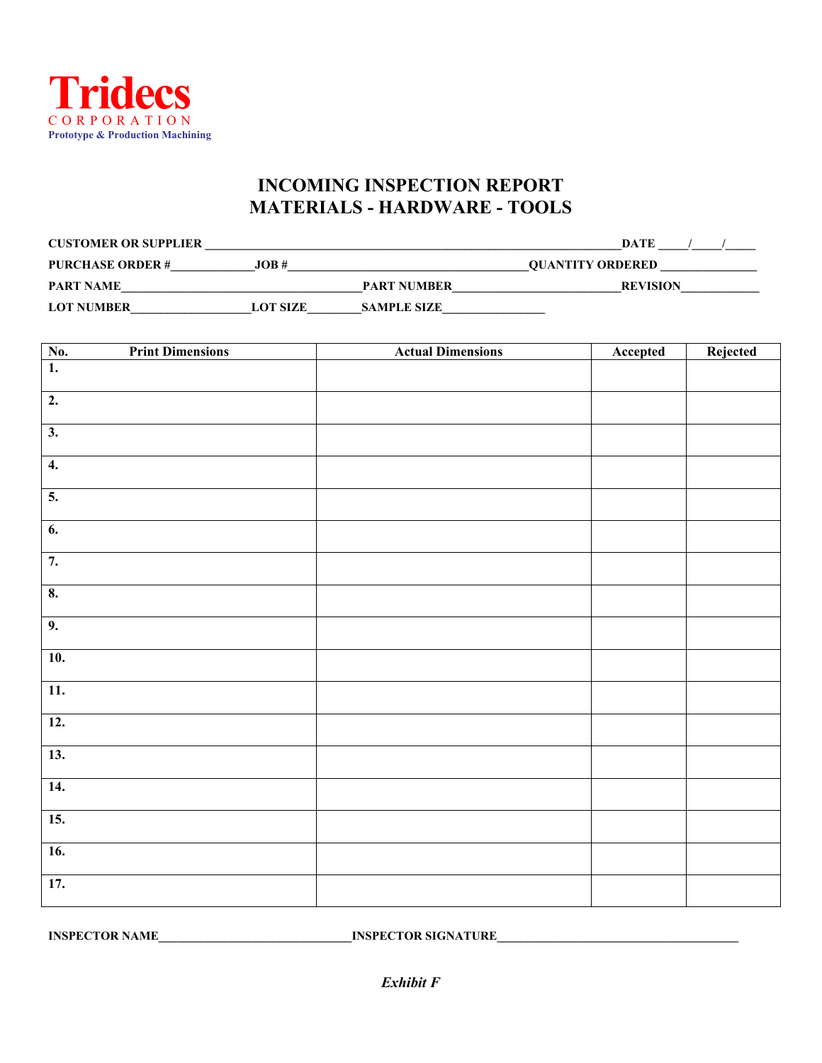**Tridecs**
CORPORATION
Prototype & Production Machining

# INCOMING INSPECTION REPORT
# MATERIALS - HARDWARE - TOOLS

**CUSTOMER OR SUPPLIER** ____________________________________________ **DATE** ____/____/____

**PURCHASE ORDER #**____________ **JOB #**______________________________ **QUANTITY ORDERED** ______________

**PART NAME**________________________________ **PART NUMBER**________________________ **REVISION**____________

**LOT NUMBER**__________________ **LOT SIZE**________ **SAMPLE SIZE**________________

| No. Print Dimensions | Actual Dimensions | Accepted | Rejected |
|---|---|---|---|
| 1. | | | |
| 2. | | | |
| 3. | | | |
| 4. | | | |
| 5. | | | |
| 6. | | | |
| 7. | | | |
| 8. | | | |
| 9. | | | |
| 10. | | | |
| 11. | | | |
| 12. | | | |
| 13. | | | |
| 14. | | | |
| 15. | | | |
| 16. | | | |
| 17. | | | |

**INSPECTOR NAME**____________________________ **INSPECTOR SIGNATURE**____________________________________

***Exhibit F***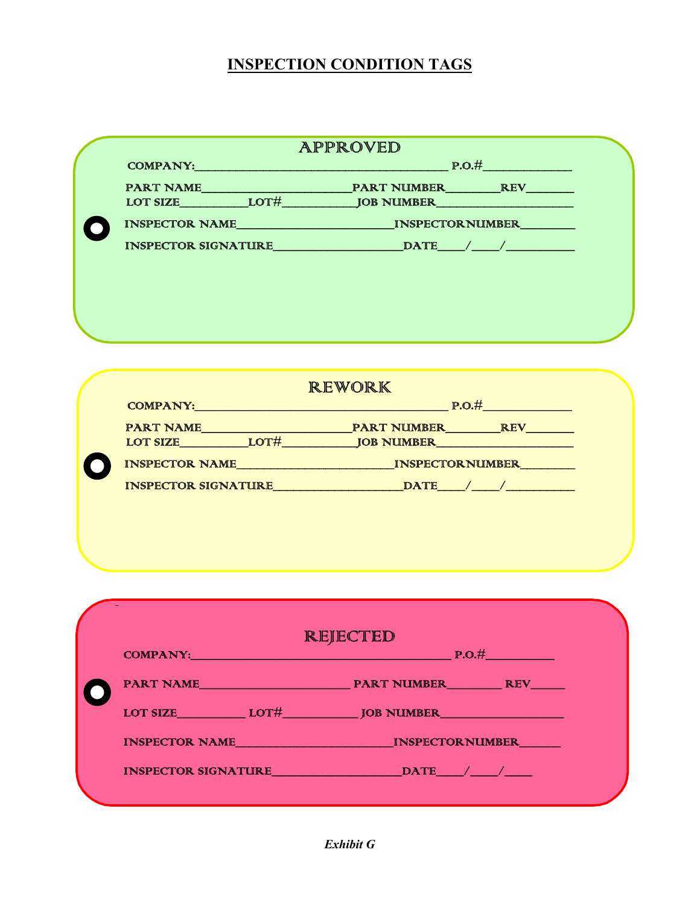# INSPECTION CONDITION TAGS

### APPROVED

COMPANY:________________________________________ P.O.#______________

PART NAME_________________________PART NUMBER_________REV________

LOT SIZE___________LOT#____________JOB NUMBER______________________

INSPECTOR NAME__________________________INSPECTORNUMBER_________

INSPECTOR SIGNATURE______________________DATE____/____/___________

### REWORK

COMPANY:________________________________________ P.O.#______________

PART NAME_________________________PART NUMBER_________REV________

LOT SIZE___________LOT#____________JOB NUMBER______________________

INSPECTOR NAME__________________________INSPECTORNUMBER_________

INSPECTOR SIGNATURE______________________DATE____/____/___________

### REJECTED

COMPANY:__________________________________________ P.O.#___________

PART NAME_________________________ PART NUMBER_________ REV______

LOT SIZE___________ LOT#____________ JOB NUMBER____________________

INSPECTOR NAME__________________________INSPECTORNUMBER_______

INSPECTOR SIGNATURE______________________DATE____/____/_____

***Exhibit G***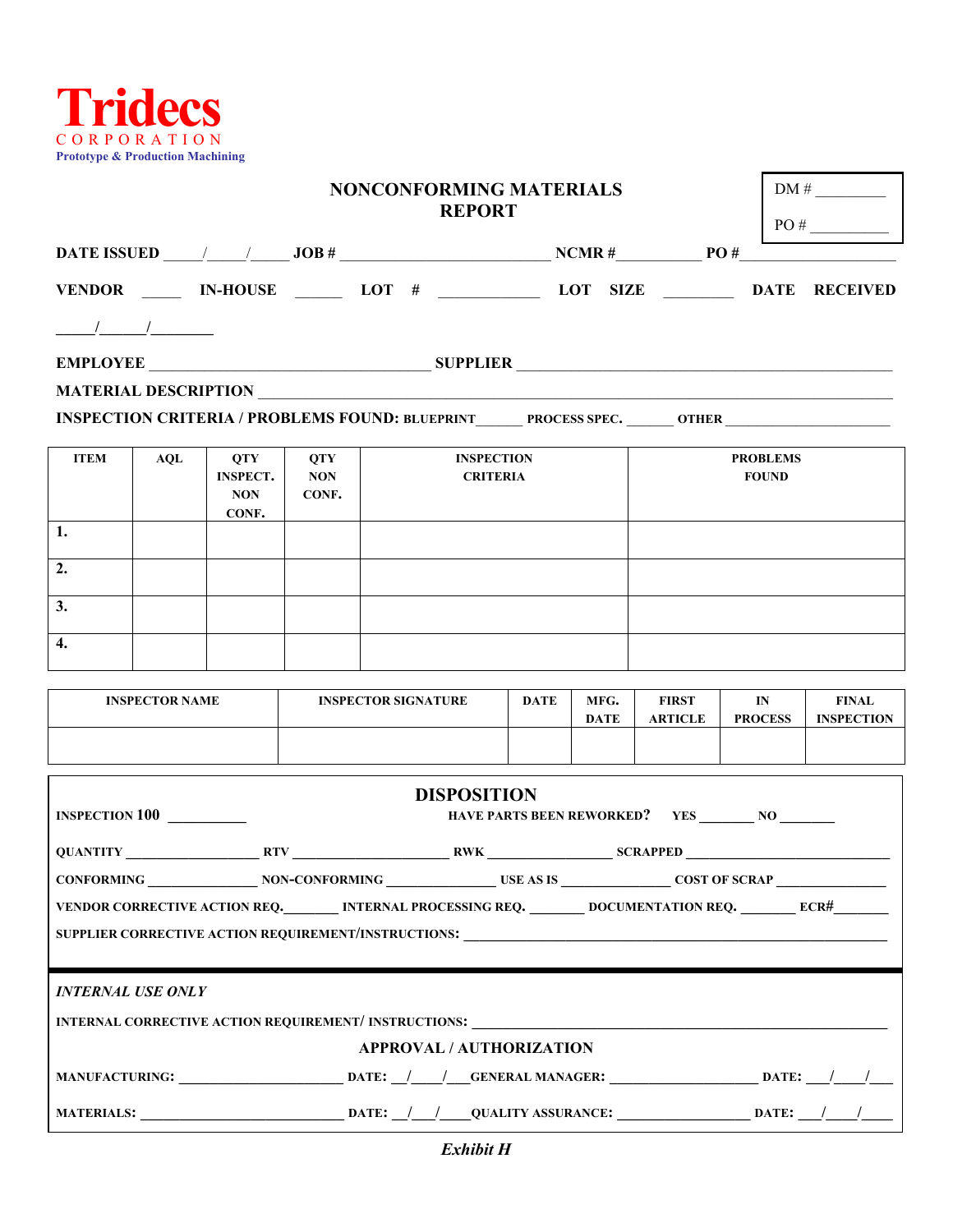**Tridecs**
CORPORATION
Prototype & Production Machining

## NONCONFORMING MATERIALS REPORT

DM # __________

PO # __________

**DATE ISSUED** _____/_____/_____ **JOB #** __________________________ **NCMR #**___________ **PO #**____________________

**VENDOR** _____ **IN-HOUSE** ______ **LOT #** _____________ **LOT SIZE** _________ **DATE RECEIVED** _____/______/________

**EMPLOYEE** ___________________________________ **SUPPLIER** _______________________________________________

**MATERIAL DESCRIPTION** ___________________________________________________________________________________

**INSPECTION CRITERIA / PROBLEMS FOUND: BLUEPRINT**______ **PROCESS SPEC.** ______ **OTHER** _______________________

| ITEM | AQL | QTY INSPECT. NON CONF. | QTY NON CONF. | INSPECTION CRITERIA | PROBLEMS FOUND |
|---|---|---|---|---|---|
| 1. | | | | | |
| 2. | | | | | |
| 3. | | | | | |
| 4. | | | | | |

| INSPECTOR NAME | INSPECTOR SIGNATURE | DATE | MFG. DATE | FIRST ARTICLE | IN PROCESS | FINAL INSPECTION |
|---|---|---|---|---|---|---|
| | | | | | | |

## DISPOSITION

**INSPECTION 100** __________ **HAVE PARTS BEEN REWORKED? YES** _______ **NO** _______

**QUANTITY** ___________________ **RTV** _______________________ **RWK** __________________ **SCRAPPED** ______________________________

**CONFORMING** ________________ **NON-CONFORMING** ________________ **USE AS IS** ________________ **COST OF SCRAP** ________________

**VENDOR CORRECTIVE ACTION REQ.**________ **INTERNAL PROCESSING REQ.** ________ **DOCUMENTATION REQ.** ________ **ECR#**________

**SUPPLIER CORRECTIVE ACTION REQUIREMENT/INSTRUCTIONS:** ______________________________________________________________

***INTERNAL USE ONLY***

**INTERNAL CORRECTIVE ACTION REQUIREMENT/ INSTRUCTIONS:** ______________________________________________________________

**APPROVAL / AUTHORIZATION**

**MANUFACTURING:** ________________________ **DATE:** ___/____/____ **GENERAL MANAGER:** ______________________ **DATE:** ___/____/___

**MATERIALS:** _____________________________ **DATE:** ___/___/____ **QUALITY ASSURANCE:** ___________________ **DATE:** ___/____/____

***Exhibit H***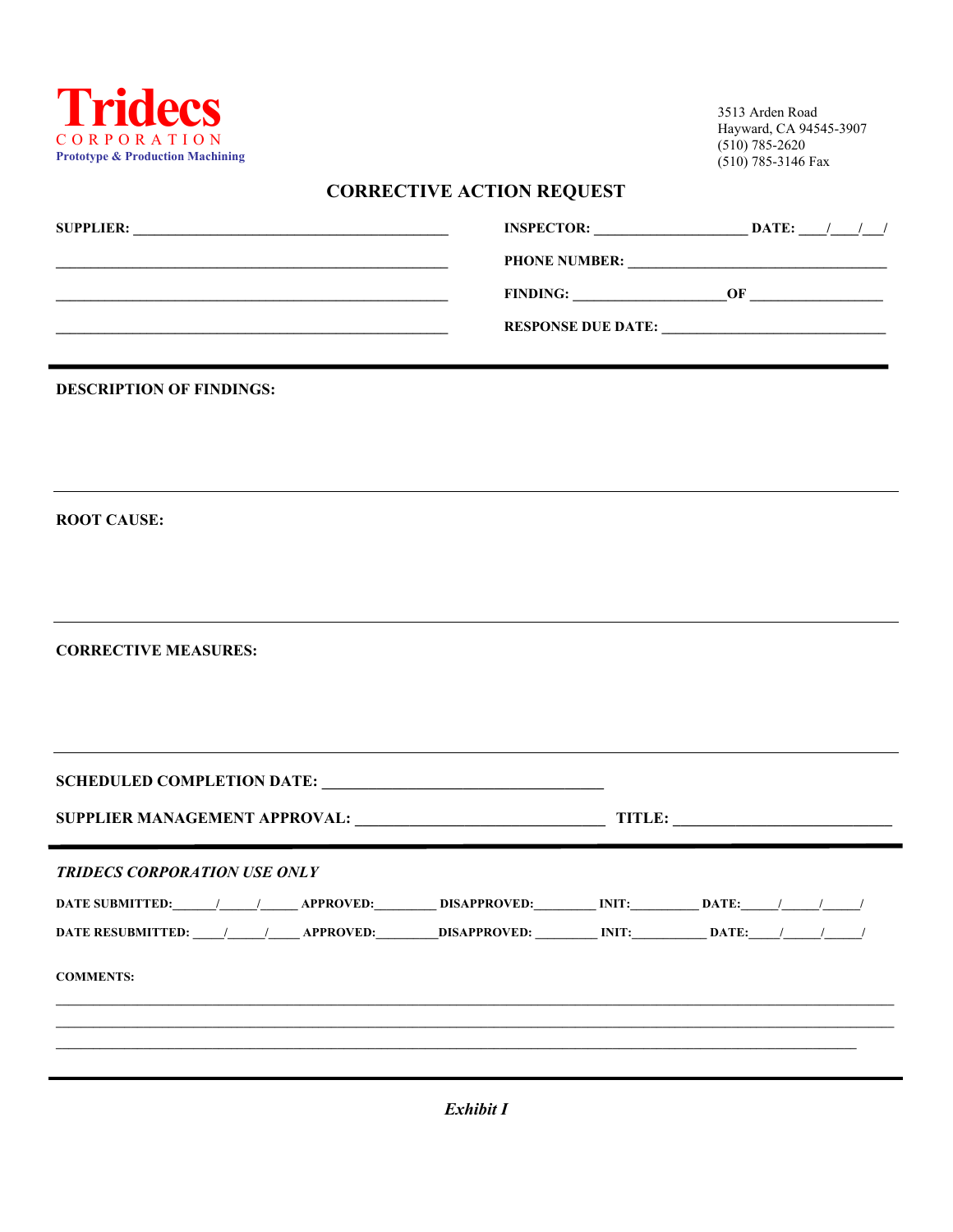**Tridecs**
CORPORATION
Prototype & Production Machining

3513 Arden Road
Hayward, CA 94545-3907
(510) 785-2620
(510) 785-3146 Fax

## CORRECTIVE ACTION REQUEST

**SUPPLIER:** ____________________________________________

____________________________________________

____________________________________________

____________________________________________

**INSPECTOR:** ______________________ **DATE:** ____/____/___/

**PHONE NUMBER:** ____________________________________

**FINDING:** ______________________ **OF** ___________________

**RESPONSE DUE DATE:** _______________________________

---

**DESCRIPTION OF FINDINGS:**

---

**ROOT CAUSE:**

---

**CORRECTIVE MEASURES:**

---

**SCHEDULED COMPLETION DATE:** ________________________________________

**SUPPLIER MANAGEMENT APPROVAL:** ___________________________________ **TITLE:** ______________________________

---

***TRIDECS CORPORATION USE ONLY***

**DATE SUBMITTED:**______/______/______ **APPROVED:**_________ **DISAPPROVED:**_________ **INIT:**__________ **DATE:**_____/_____/_____/

**DATE RESUBMITTED:** _____/_____/_____ **APPROVED:**_________**DISAPPROVED:** _________ **INIT:**___________ **DATE:**_____/_____/_____/

**COMMENTS:**

________________________________________________________________________________________________________

________________________________________________________________________________________________________

________________________________________________________________________________________________________

---

***Exhibit I***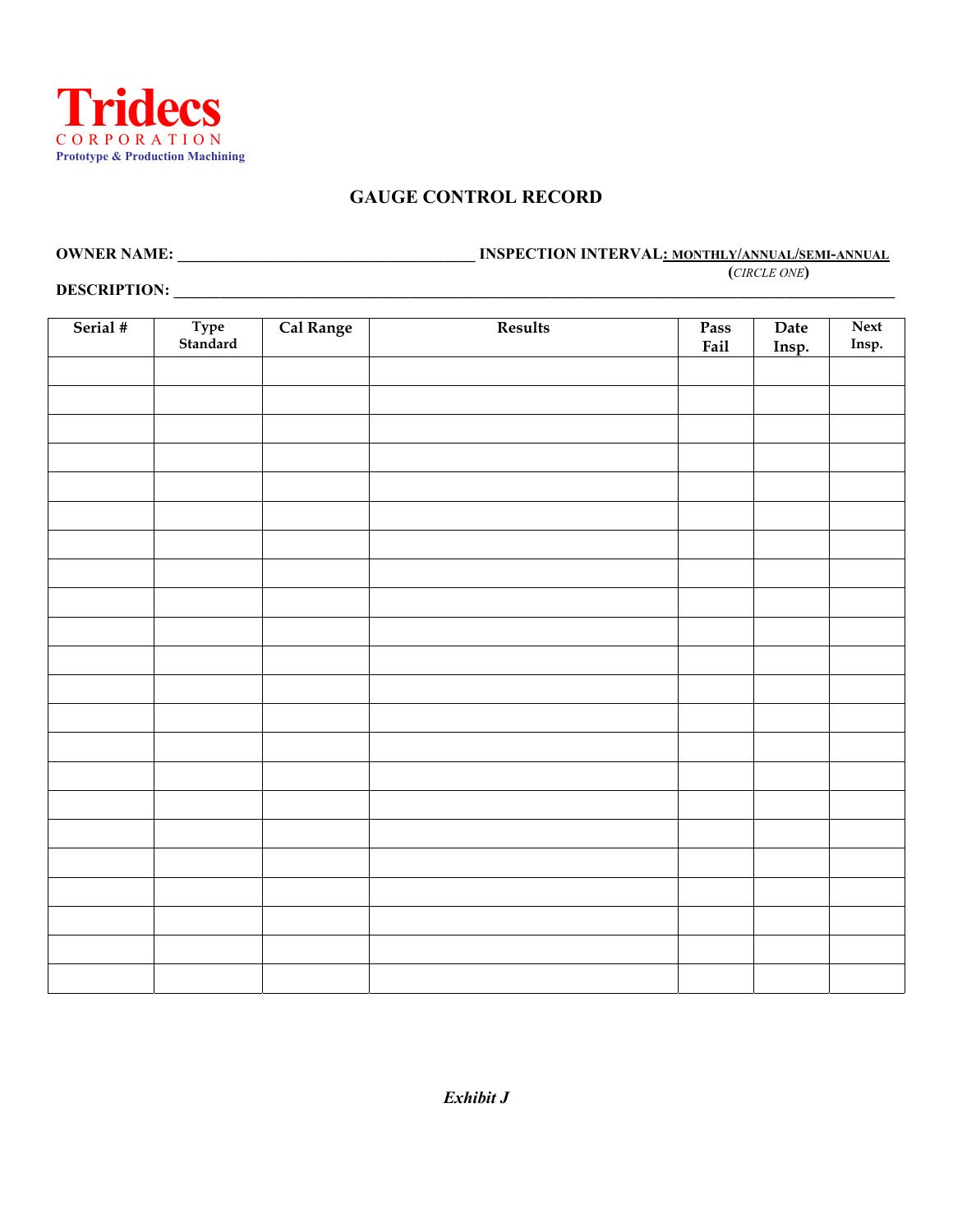**Tridecs**
CORPORATION
Prototype & Production Machining

# GAUGE CONTROL RECORD

**OWNER NAME:** ____________________________________ **INSPECTION INTERVAL:** MONTHLY/ANNUAL/SEMI-ANNUAL
(*CIRCLE ONE*)

**DESCRIPTION:** ________________________________________________________________________________

| Serial # | Type Standard | Cal Range | Results | Pass Fail | Date Insp. | Next Insp. |
|---|---|---|---|---|---|---|
| | | | | | | |
| | | | | | | |
| | | | | | | |
| | | | | | | |
| | | | | | | |
| | | | | | | |
| | | | | | | |
| | | | | | | |
| | | | | | | |
| | | | | | | |
| | | | | | | |
| | | | | | | |
| | | | | | | |
| | | | | | | |
| | | | | | | |
| | | | | | | |
| | | | | | | |
| | | | | | | |
| | | | | | | |
| | | | | | | |
| | | | | | | |
| | | | | | | |

***Exhibit J***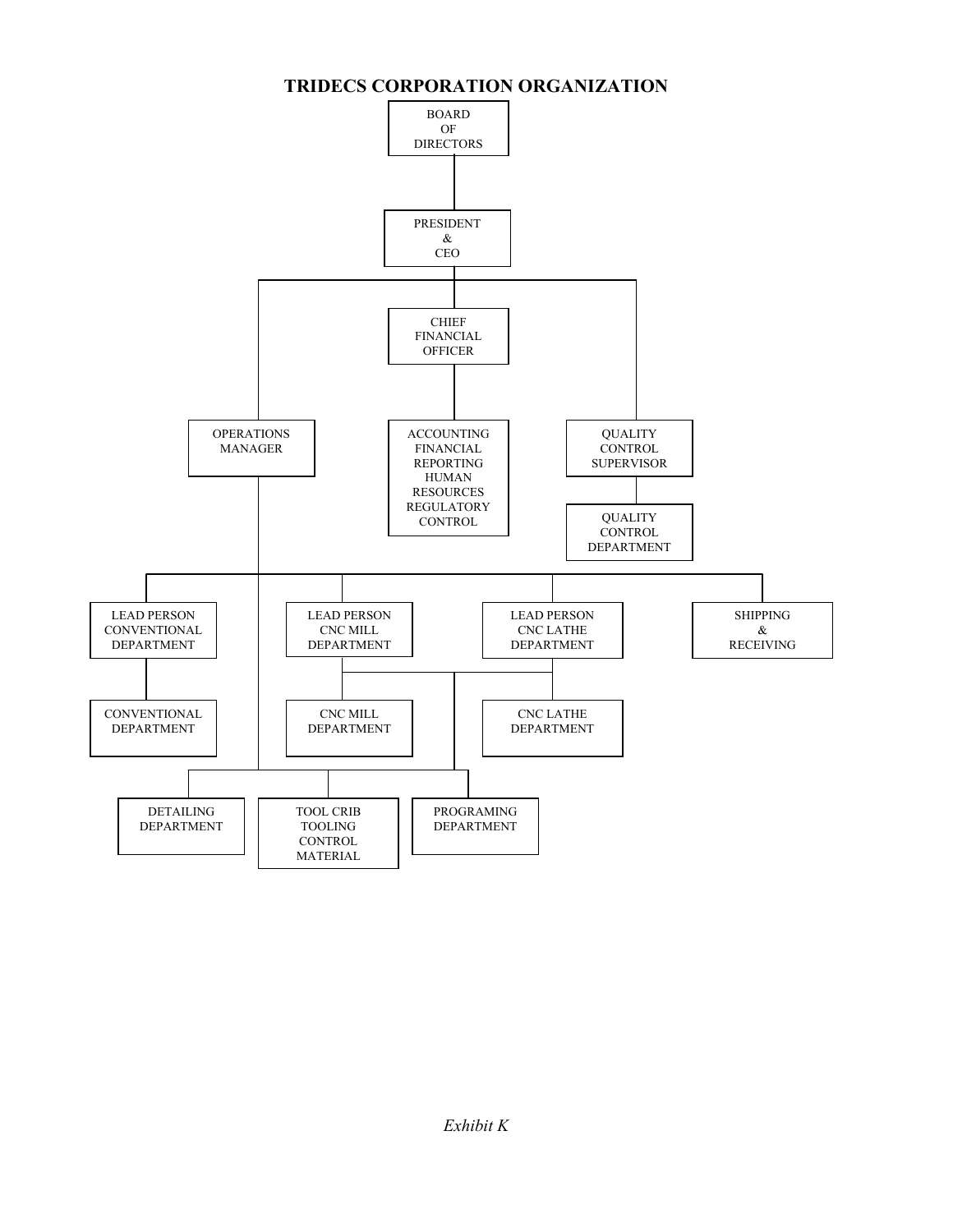# TRIDECS CORPORATION ORGANIZATION

- BOARD OF DIRECTORS
  - PRESIDENT & CEO
    - CHIEF FINANCIAL OFFICER
      - ACCOUNTING FINANCIAL REPORTING HUMAN RESOURCES REGULATORY CONTROL
    - OPERATIONS MANAGER
      - LEAD PERSON CONVENTIONAL DEPARTMENT
        - CONVENTIONAL DEPARTMENT
      - LEAD PERSON CNC MILL DEPARTMENT
        - CNC MILL DEPARTMENT
      - LEAD PERSON CNC LATHE DEPARTMENT
        - CNC LATHE DEPARTMENT
      - SHIPPING & RECEIVING
      - DETAILING DEPARTMENT
      - TOOL CRIB TOOLING CONTROL MATERIAL
      - PROGRAMING DEPARTMENT
    - QUALITY CONTROL SUPERVISOR
      - QUALITY CONTROL DEPARTMENT

*Exhibit K*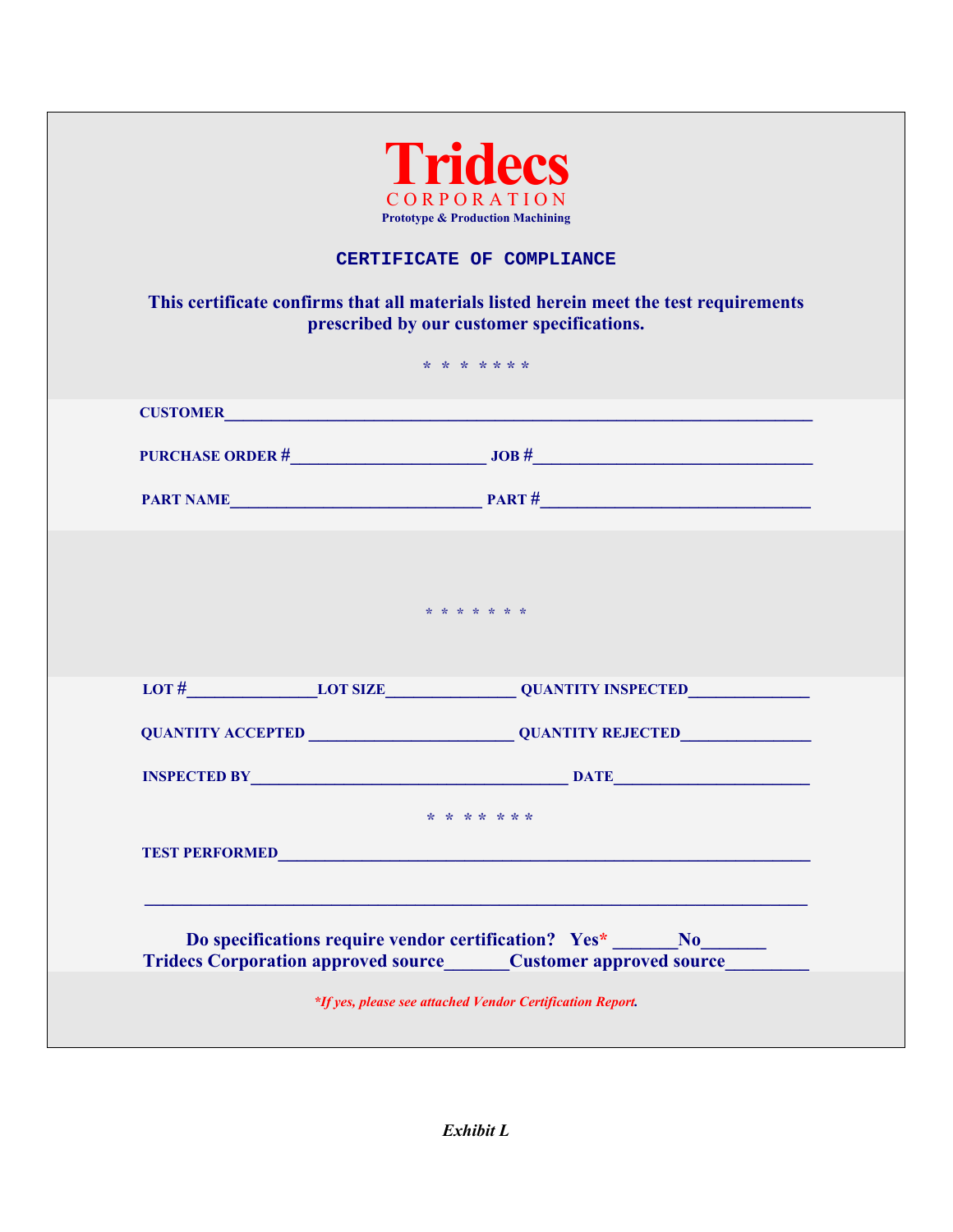# Tridecs

CORPORATION

**Prototype & Production Machining**

## CERTIFICATE OF COMPLIANCE

**This certificate confirms that all materials listed herein meet the test requirements prescribed by our customer specifications.**

\* \* \* \* \* \* \*

**CUSTOMER**\_\_\_\_\_\_\_\_\_\_\_\_\_\_\_\_\_\_\_\_\_\_\_\_\_\_\_\_\_\_\_\_\_\_\_\_\_\_\_\_\_\_\_\_\_\_\_\_\_\_\_\_\_\_\_\_\_\_\_\_\_\_\_\_\_\_\_\_\_\_

**PURCHASE ORDER #**\_\_\_\_\_\_\_\_\_\_\_\_\_\_\_\_\_\_\_\_\_\_\_\_ **JOB #**\_\_\_\_\_\_\_\_\_\_\_\_\_\_\_\_\_\_\_\_\_\_\_\_\_\_\_\_\_\_\_\_\_\_

**PART NAME**\_\_\_\_\_\_\_\_\_\_\_\_\_\_\_\_\_\_\_\_\_\_\_\_\_\_\_\_\_\_\_ **PART #**\_\_\_\_\_\_\_\_\_\_\_\_\_\_\_\_\_\_\_\_\_\_\_\_\_\_\_\_\_\_\_\_\_

\* \* \* \* \* \* \*

**LOT #**\_\_\_\_\_\_\_\_\_\_\_\_\_\_\_\_ **LOT SIZE**\_\_\_\_\_\_\_\_\_\_\_\_\_\_\_\_ **QUANTITY INSPECTED**\_\_\_\_\_\_\_\_\_\_\_\_\_\_\_

**QUANTITY ACCEPTED** \_\_\_\_\_\_\_\_\_\_\_\_\_\_\_\_\_\_\_\_\_\_\_\_\_ **QUANTITY REJECTED**\_\_\_\_\_\_\_\_\_\_\_\_\_\_\_\_

**INSPECTED BY**\_\_\_\_\_\_\_\_\_\_\_\_\_\_\_\_\_\_\_\_\_\_\_\_\_\_\_\_\_\_\_\_\_\_\_\_\_\_\_ **DATE**\_\_\_\_\_\_\_\_\_\_\_\_\_\_\_\_\_\_\_\_\_\_\_\_

\* \* \* \* \* \* \*

**TEST PERFORMED**\_\_\_\_\_\_\_\_\_\_\_\_\_\_\_\_\_\_\_\_\_\_\_\_\_\_\_\_\_\_\_\_\_\_\_\_\_\_\_\_\_\_\_\_\_\_\_\_\_\_\_\_\_\_\_\_\_\_\_\_\_\_\_\_\_

\_\_\_\_\_\_\_\_\_\_\_\_\_\_\_\_\_\_\_\_\_\_\_\_\_\_\_\_\_\_\_\_\_\_\_\_\_\_\_\_\_\_\_\_\_\_\_\_\_\_\_\_\_\_\_\_\_\_\_\_\_\_\_\_\_\_\_\_\_\_\_\_\_\_\_\_\_\_\_\_\_

**Do specifications require vendor certification? Yes\* \_\_\_\_\_\_\_No\_\_\_\_\_\_\_**
**Tridecs Corporation approved source\_\_\_\_\_\_\_Customer approved source\_\_\_\_\_\_\_\_\_**

***If yes, please see attached Vendor Certification Report.*

*Exhibit L*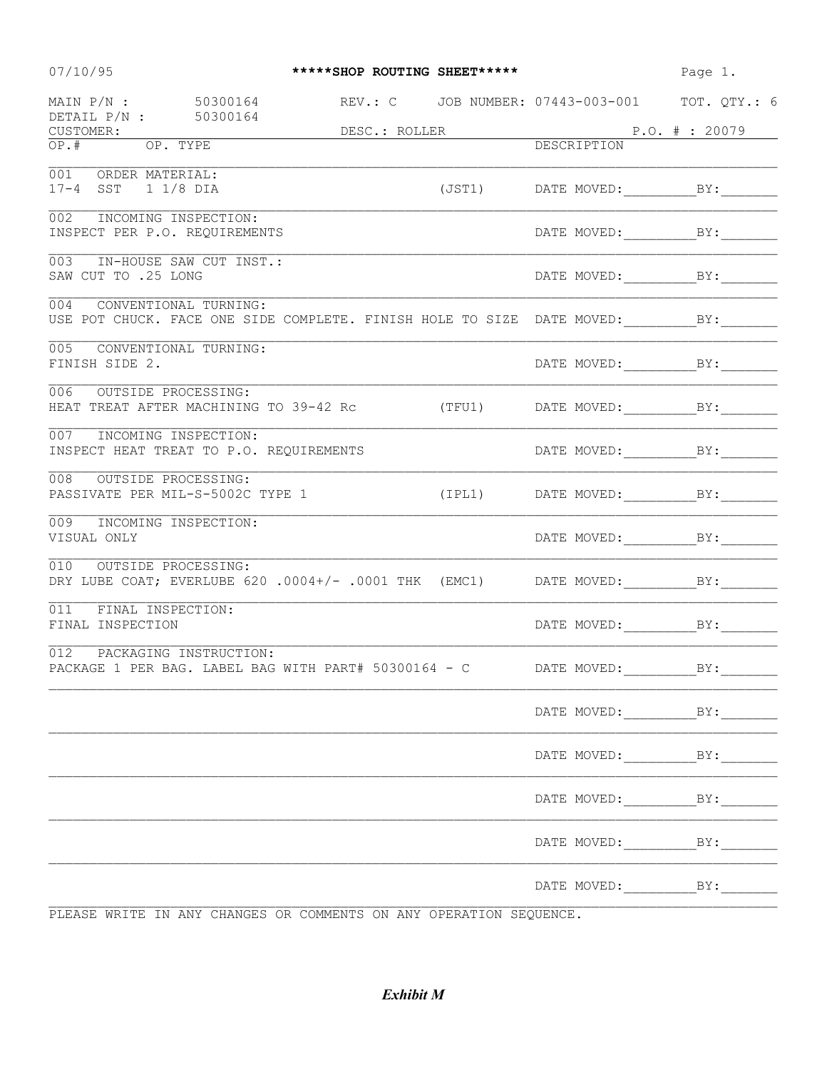07/10/95 **\*\*\*\*\*SHOP ROUTING SHEET\*\*\*\*\***

MAIN P/N : 50300164    REV.: C    JOB NUMBER: 07443-003-001    TOT. QTY.: 6
DETAIL P/N : 50300164
CUSTOMER:    DESC.: ROLLER    P.O. # : 20079

| OP.# | OP. TYPE | | DESCRIPTION |
|---|---|---|---|
| 001 | ORDER MATERIAL:<br>17-4 SST 1 1/8 DIA | (JST1) | DATE MOVED:\_\_\_\_\_\_\_\_\_BY:\_\_\_\_\_\_\_ |
| 002 | INCOMING INSPECTION:<br>INSPECT PER P.O. REQUIREMENTS | | DATE MOVED:\_\_\_\_\_\_\_\_\_BY:\_\_\_\_\_\_\_ |
| 003 | IN-HOUSE SAW CUT INST.:<br>SAW CUT TO .25 LONG | | DATE MOVED:\_\_\_\_\_\_\_\_\_BY:\_\_\_\_\_\_\_ |
| 004 | CONVENTIONAL TURNING:<br>USE POT CHUCK. FACE ONE SIDE COMPLETE. FINISH HOLE TO SIZE | | DATE MOVED:\_\_\_\_\_\_\_\_\_BY:\_\_\_\_\_\_\_ |
| 005 | CONVENTIONAL TURNING:<br>FINISH SIDE 2. | | DATE MOVED:\_\_\_\_\_\_\_\_\_BY:\_\_\_\_\_\_\_ |
| 006 | OUTSIDE PROCESSING:<br>HEAT TREAT AFTER MACHINING TO 39-42 Rc | (TFU1) | DATE MOVED:\_\_\_\_\_\_\_\_\_BY:\_\_\_\_\_\_\_ |
| 007 | INCOMING INSPECTION:<br>INSPECT HEAT TREAT TO P.O. REQUIREMENTS | | DATE MOVED:\_\_\_\_\_\_\_\_\_BY:\_\_\_\_\_\_\_ |
| 008 | OUTSIDE PROCESSING:<br>PASSIVATE PER MIL-S-5002C TYPE 1 | (IPL1) | DATE MOVED:\_\_\_\_\_\_\_\_\_BY:\_\_\_\_\_\_\_ |
| 009 | INCOMING INSPECTION:<br>VISUAL ONLY | | DATE MOVED:\_\_\_\_\_\_\_\_\_BY:\_\_\_\_\_\_\_ |
| 010 | OUTSIDE PROCESSING:<br>DRY LUBE COAT; EVERLUBE 620 .0004+/- .0001 THK | (EMC1) | DATE MOVED:\_\_\_\_\_\_\_\_\_BY:\_\_\_\_\_\_\_ |
| 011 | FINAL INSPECTION:<br>FINAL INSPECTION | | DATE MOVED:\_\_\_\_\_\_\_\_\_BY:\_\_\_\_\_\_\_ |
| 012 | PACKAGING INSTRUCTION:<br>PACKAGE 1 PER BAG. LABEL BAG WITH PART# 50300164 - C | | DATE MOVED:\_\_\_\_\_\_\_\_\_BY:\_\_\_\_\_\_\_ |
| | | | DATE MOVED:\_\_\_\_\_\_\_\_\_BY:\_\_\_\_\_\_\_ |
| | | | DATE MOVED:\_\_\_\_\_\_\_\_\_BY:\_\_\_\_\_\_\_ |
| | | | DATE MOVED:\_\_\_\_\_\_\_\_\_BY:\_\_\_\_\_\_\_ |
| | | | DATE MOVED:\_\_\_\_\_\_\_\_\_BY:\_\_\_\_\_\_\_ |
| | | | DATE MOVED:\_\_\_\_\_\_\_\_\_BY:\_\_\_\_\_\_\_ |

PLEASE WRITE IN ANY CHANGES OR COMMENTS ON ANY OPERATION SEQUENCE.

***Exhibit M***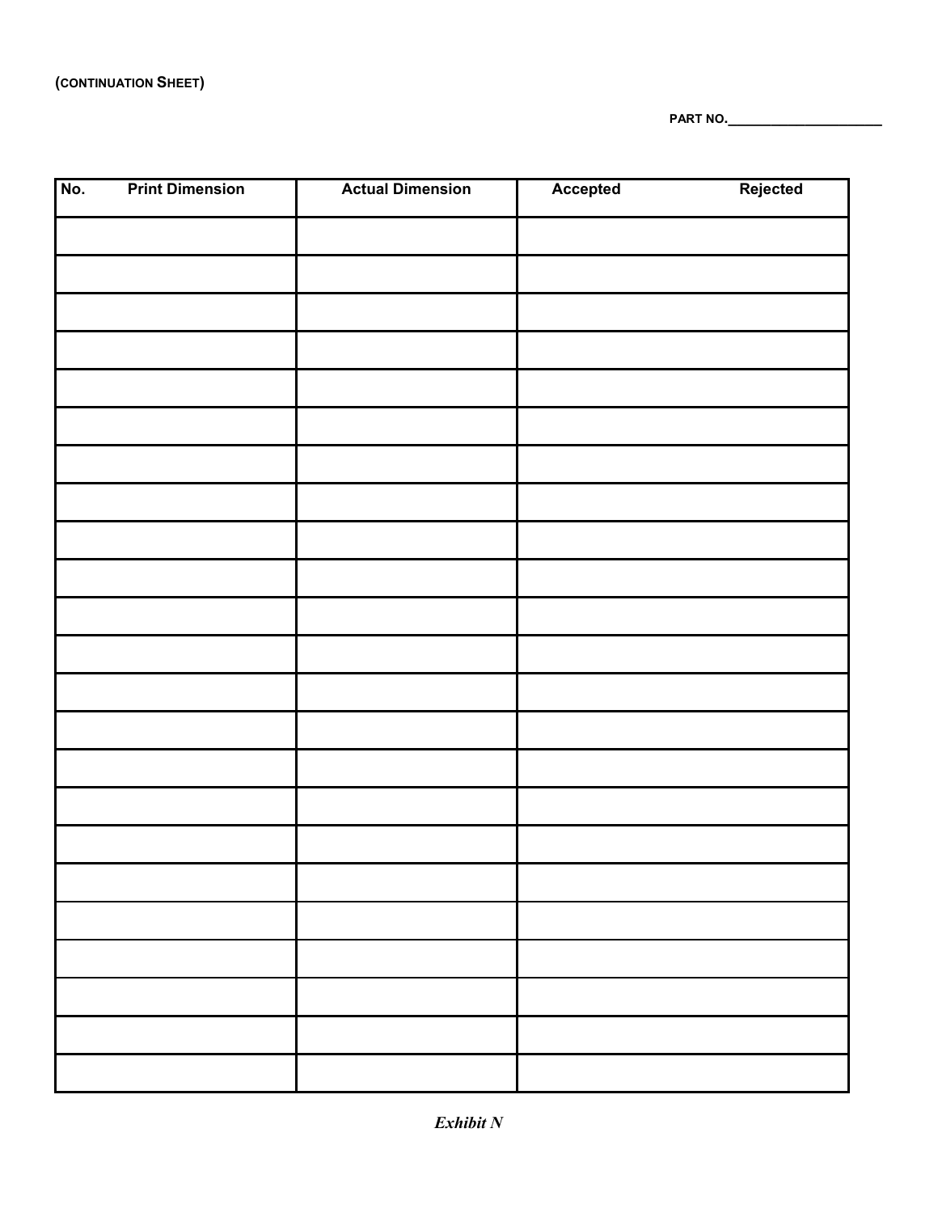(CONTINUATION SHEET)

PART NO.______________________

| No. Print Dimension | Actual Dimension | Accepted Rejected |
|---|---|---|
| | | |
| | | |
| | | |
| | | |
| | | |
| | | |
| | | |
| | | |
| | | |
| | | |
| | | |
| | | |
| | | |
| | | |
| | | |
| | | |
| | | |
| | | |
| | | |
| | | |
| | | |
| | | |
| | | |

*Exhibit N*